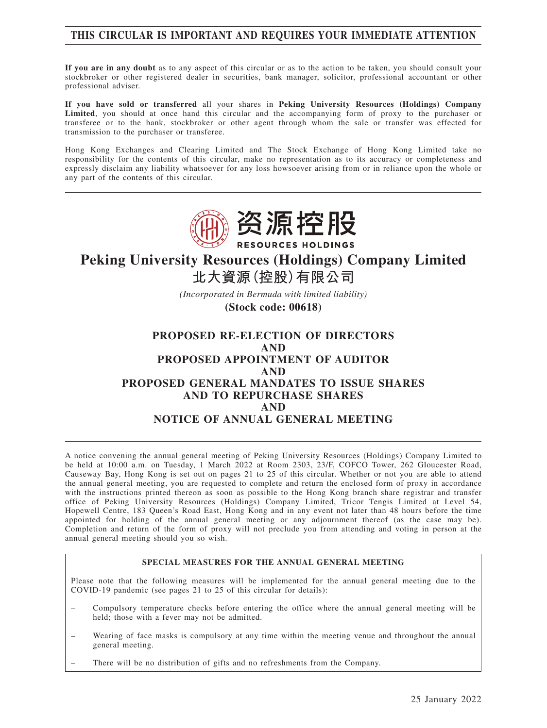**THIS CIRCULAR IS IMPORTANT AND REQUIRES YOUR IMMEDIATE ATTENTION**

**If you are in any doubt** as to any aspect of this circular or as to the action to be taken, you should consult your stockbroker or other registered dealer in securities, bank manager, solicitor, professional accountant or other professional adviser.

**If you have sold or transferred** all your shares in **Peking University Resources (Holdings) Company Limited**, you should at once hand this circular and the accompanying form of proxy to the purchaser or transferee or to the bank, stockbroker or other agent through whom the sale or transfer was effected for transmission to the purchaser or transferee.

Hong Kong Exchanges and Clearing Limited and The Stock Exchange of Hong Kong Limited take no responsibility for the contents of this circular, make no representation as to its accuracy or completeness and expressly disclaim any liability whatsoever for any loss howsoever arising from or in reliance upon the whole or any part of the contents of this circular.

资源控股
RESOURCES HOLDINGS

# Peking University Resources (Holdings) Company Limited
# 北大資源(控股)有限公司

*(Incorporated in Bermuda with limited liability)*

**(Stock code: 00618)**

## PROPOSED RE-ELECTION OF DIRECTORS
## AND
## PROPOSED APPOINTMENT OF AUDITOR
## AND
## PROPOSED GENERAL MANDATES TO ISSUE SHARES AND TO REPURCHASE SHARES
## AND
## NOTICE OF ANNUAL GENERAL MEETING

A notice convening the annual general meeting of Peking University Resources (Holdings) Company Limited to be held at 10:00 a.m. on Tuesday, 1 March 2022 at Room 2303, 23/F, COFCO Tower, 262 Gloucester Road, Causeway Bay, Hong Kong is set out on pages 21 to 25 of this circular. Whether or not you are able to attend the annual general meeting, you are requested to complete and return the enclosed form of proxy in accordance with the instructions printed thereon as soon as possible to the Hong Kong branch share registrar and transfer office of Peking University Resources (Holdings) Company Limited, Tricor Tengis Limited at Level 54, Hopewell Centre, 183 Queen's Road East, Hong Kong and in any event not later than 48 hours before the time appointed for holding of the annual general meeting or any adjournment thereof (as the case may be). Completion and return of the form of proxy will not preclude you from attending and voting in person at the annual general meeting should you so wish.

**SPECIAL MEASURES FOR THE ANNUAL GENERAL MEETING**

Please note that the following measures will be implemented for the annual general meeting due to the COVID-19 pandemic (see pages 21 to 25 of this circular for details):

– Compulsory temperature checks before entering the office where the annual general meeting will be held; those with a fever may not be admitted.

– Wearing of face masks is compulsory at any time within the meeting venue and throughout the annual general meeting.

– There will be no distribution of gifts and no refreshments from the Company.

25 January 2022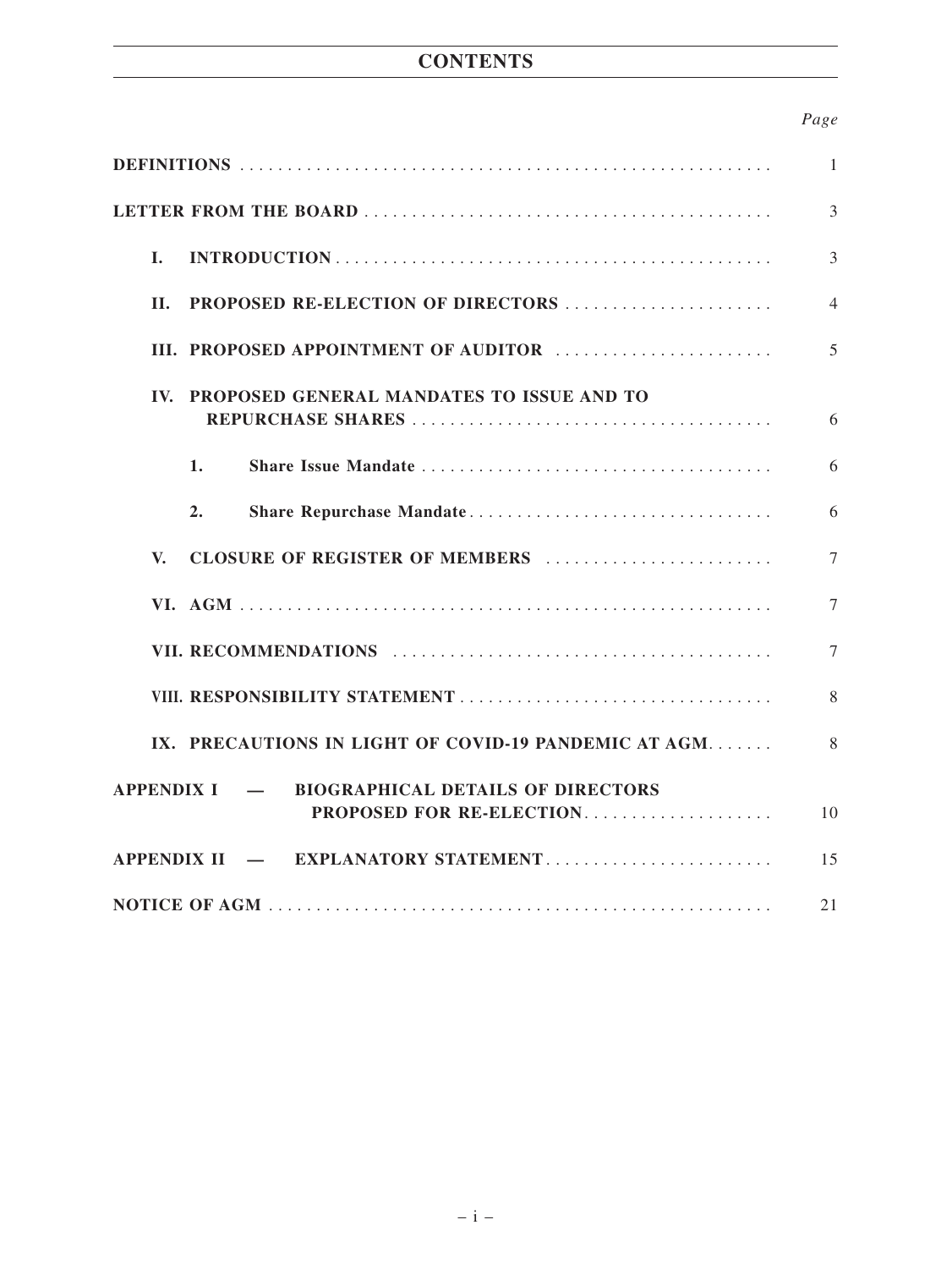# CONTENTS

| | Page |
|---|---|
| **DEFINITIONS** | 1 |
| **LETTER FROM THE BOARD** | 3 |
| **I. INTRODUCTION** | 3 |
| **II. PROPOSED RE-ELECTION OF DIRECTORS** | 4 |
| **III. PROPOSED APPOINTMENT OF AUDITOR** | 5 |
| **IV. PROPOSED GENERAL MANDATES TO ISSUE AND TO REPURCHASE SHARES** | 6 |
| **1. Share Issue Mandate** | 6 |
| **2. Share Repurchase Mandate** | 6 |
| **V. CLOSURE OF REGISTER OF MEMBERS** | 7 |
| **VI. AGM** | 7 |
| **VII. RECOMMENDATIONS** | 7 |
| **VIII. RESPONSIBILITY STATEMENT** | 8 |
| **IX. PRECAUTIONS IN LIGHT OF COVID-19 PANDEMIC AT AGM** | 8 |
| **APPENDIX I — BIOGRAPHICAL DETAILS OF DIRECTORS PROPOSED FOR RE-ELECTION** | 10 |
| **APPENDIX II — EXPLANATORY STATEMENT** | 15 |
| **NOTICE OF AGM** | 21 |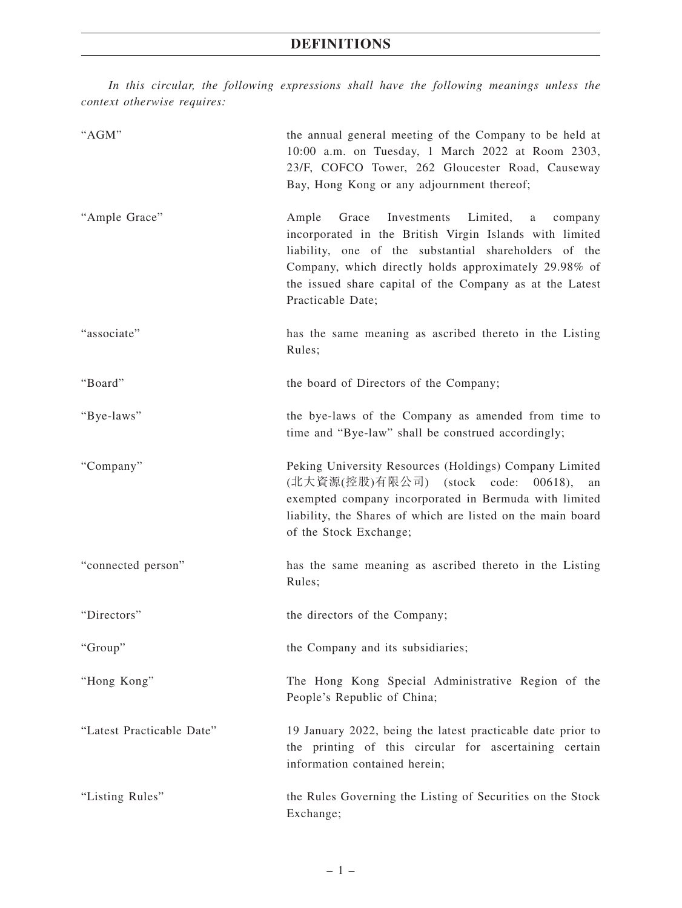# DEFINITIONS

*In this circular, the following expressions shall have the following meanings unless the context otherwise requires:*

| | |
|---|---|
| "AGM" | the annual general meeting of the Company to be held at 10:00 a.m. on Tuesday, 1 March 2022 at Room 2303, 23/F, COFCO Tower, 262 Gloucester Road, Causeway Bay, Hong Kong or any adjournment thereof; |
| "Ample Grace" | Ample Grace Investments Limited, a company incorporated in the British Virgin Islands with limited liability, one of the substantial shareholders of the Company, which directly holds approximately 29.98% of the issued share capital of the Company as at the Latest Practicable Date; |
| "associate" | has the same meaning as ascribed thereto in the Listing Rules; |
| "Board" | the board of Directors of the Company; |
| "Bye-laws" | the bye-laws of the Company as amended from time to time and "Bye-law" shall be construed accordingly; |
| "Company" | Peking University Resources (Holdings) Company Limited (北大資源(控股)有限公司) (stock code: 00618), an exempted company incorporated in Bermuda with limited liability, the Shares of which are listed on the main board of the Stock Exchange; |
| "connected person" | has the same meaning as ascribed thereto in the Listing Rules; |
| "Directors" | the directors of the Company; |
| "Group" | the Company and its subsidiaries; |
| "Hong Kong" | The Hong Kong Special Administrative Region of the People's Republic of China; |
| "Latest Practicable Date" | 19 January 2022, being the latest practicable date prior to the printing of this circular for ascertaining certain information contained herein; |
| "Listing Rules" | the Rules Governing the Listing of Securities on the Stock Exchange; |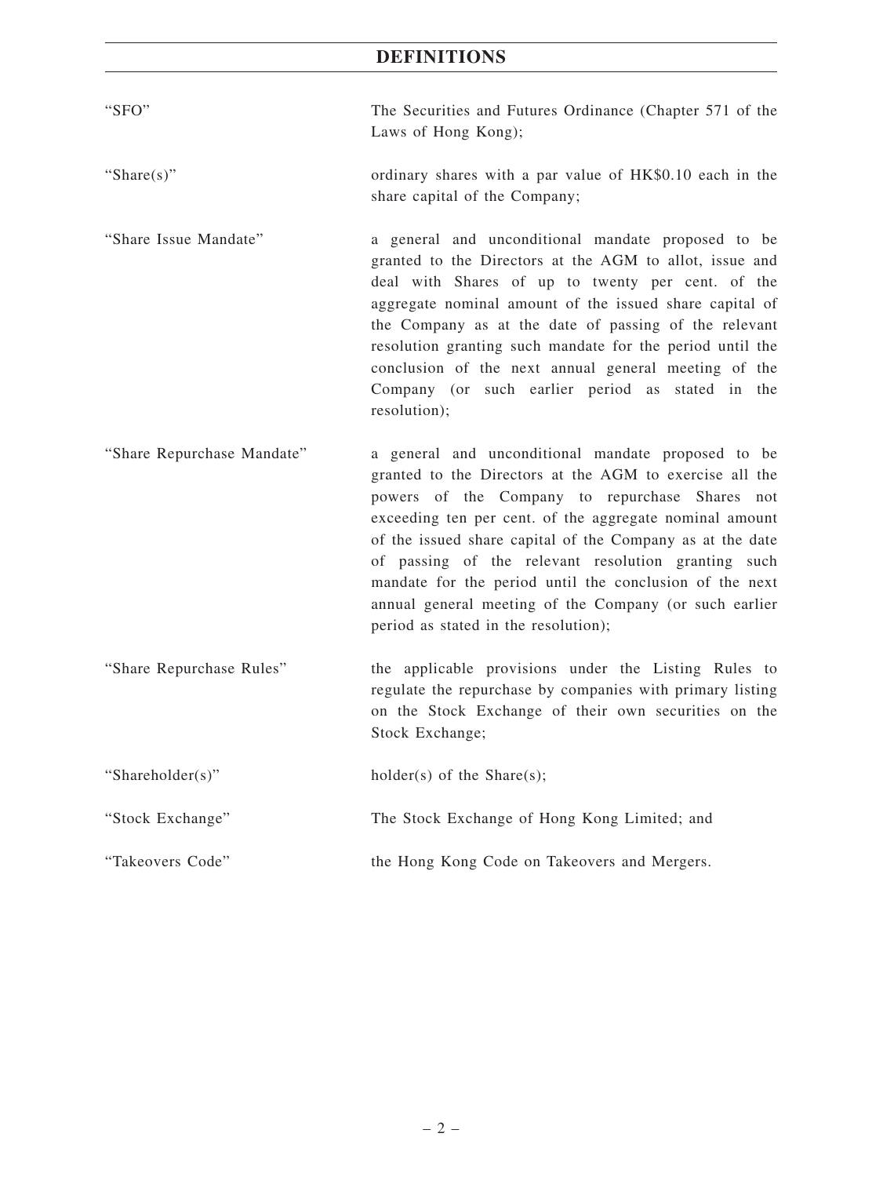# DEFINITIONS

| | |
|---|---|
| "SFO" | The Securities and Futures Ordinance (Chapter 571 of the Laws of Hong Kong); |
| "Share(s)" | ordinary shares with a par value of HK$0.10 each in the share capital of the Company; |
| "Share Issue Mandate" | a general and unconditional mandate proposed to be granted to the Directors at the AGM to allot, issue and deal with Shares of up to twenty per cent. of the aggregate nominal amount of the issued share capital of the Company as at the date of passing of the relevant resolution granting such mandate for the period until the conclusion of the next annual general meeting of the Company (or such earlier period as stated in the resolution); |
| "Share Repurchase Mandate" | a general and unconditional mandate proposed to be granted to the Directors at the AGM to exercise all the powers of the Company to repurchase Shares not exceeding ten per cent. of the aggregate nominal amount of the issued share capital of the Company as at the date of passing of the relevant resolution granting such mandate for the period until the conclusion of the next annual general meeting of the Company (or such earlier period as stated in the resolution); |
| "Share Repurchase Rules" | the applicable provisions under the Listing Rules to regulate the repurchase by companies with primary listing on the Stock Exchange of their own securities on the Stock Exchange; |
| "Shareholder(s)" | holder(s) of the Share(s); |
| "Stock Exchange" | The Stock Exchange of Hong Kong Limited; and |
| "Takeovers Code" | the Hong Kong Code on Takeovers and Mergers. |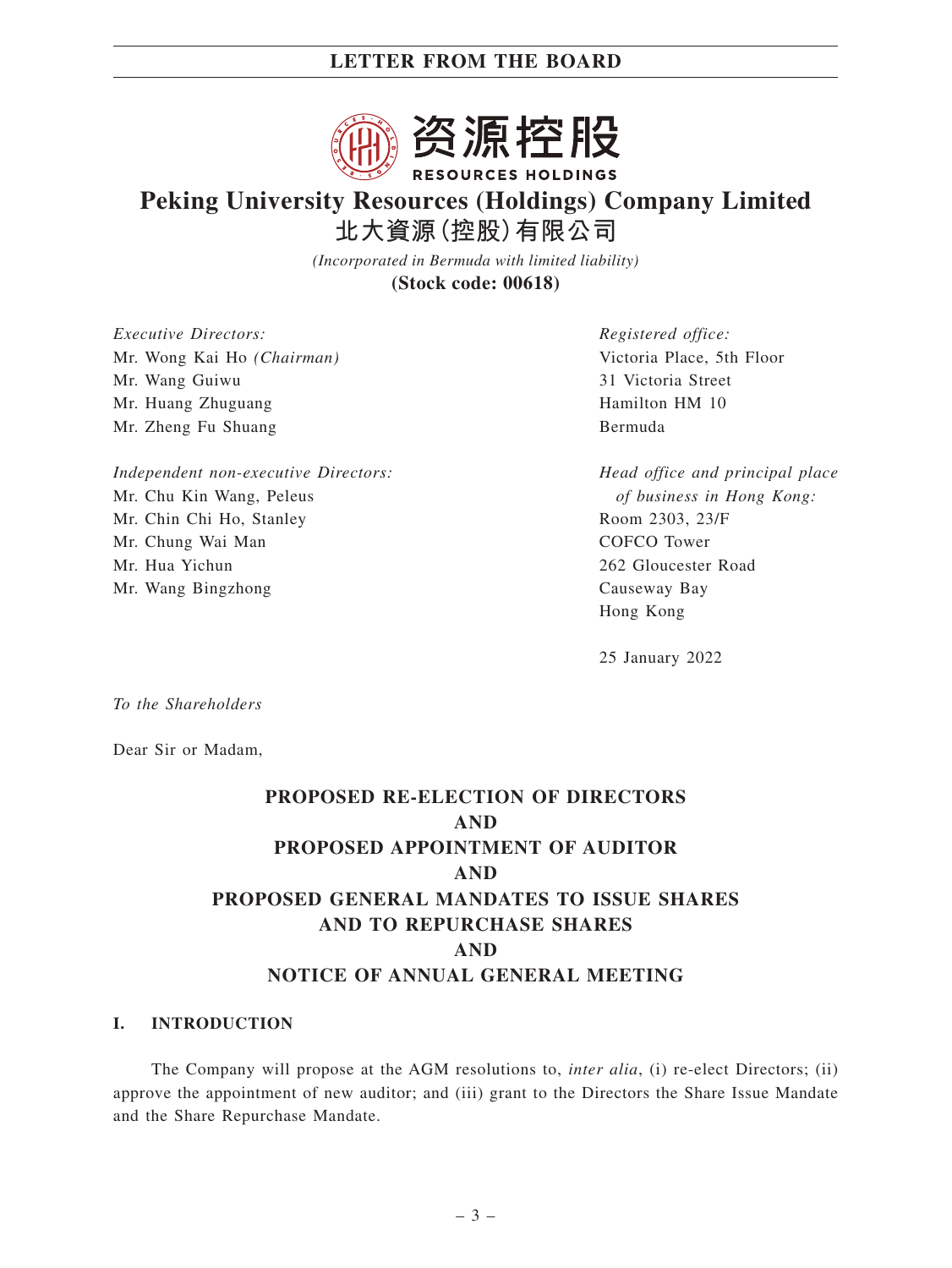资源控股

RESOURCES HOLDINGS

# Peking University Resources (Holdings) Company Limited
# 北大資源(控股)有限公司

*(Incorporated in Bermuda with limited liability)*

**(Stock code: 00618)**

*Executive Directors:*
Mr. Wong Kai Ho *(Chairman)*
Mr. Wang Guiwu
Mr. Huang Zhuguang
Mr. Zheng Fu Shuang

*Independent non-executive Directors:*
Mr. Chu Kin Wang, Peleus
Mr. Chin Chi Ho, Stanley
Mr. Chung Wai Man
Mr. Hua Yichun
Mr. Wang Bingzhong

*Registered office:*
Victoria Place, 5th Floor
31 Victoria Street
Hamilton HM 10
Bermuda

*Head office and principal place of business in Hong Kong:*
Room 2303, 23/F
COFCO Tower
262 Gloucester Road
Causeway Bay
Hong Kong

25 January 2022

*To the Shareholders*

Dear Sir or Madam,

**PROPOSED RE-ELECTION OF DIRECTORS**
**AND**
**PROPOSED APPOINTMENT OF AUDITOR**
**AND**
**PROPOSED GENERAL MANDATES TO ISSUE SHARES**
**AND TO REPURCHASE SHARES**
**AND**
**NOTICE OF ANNUAL GENERAL MEETING**

## I. INTRODUCTION

The Company will propose at the AGM resolutions to, *inter alia*, (i) re-elect Directors; (ii) approve the appointment of new auditor; and (iii) grant to the Directors the Share Issue Mandate and the Share Repurchase Mandate.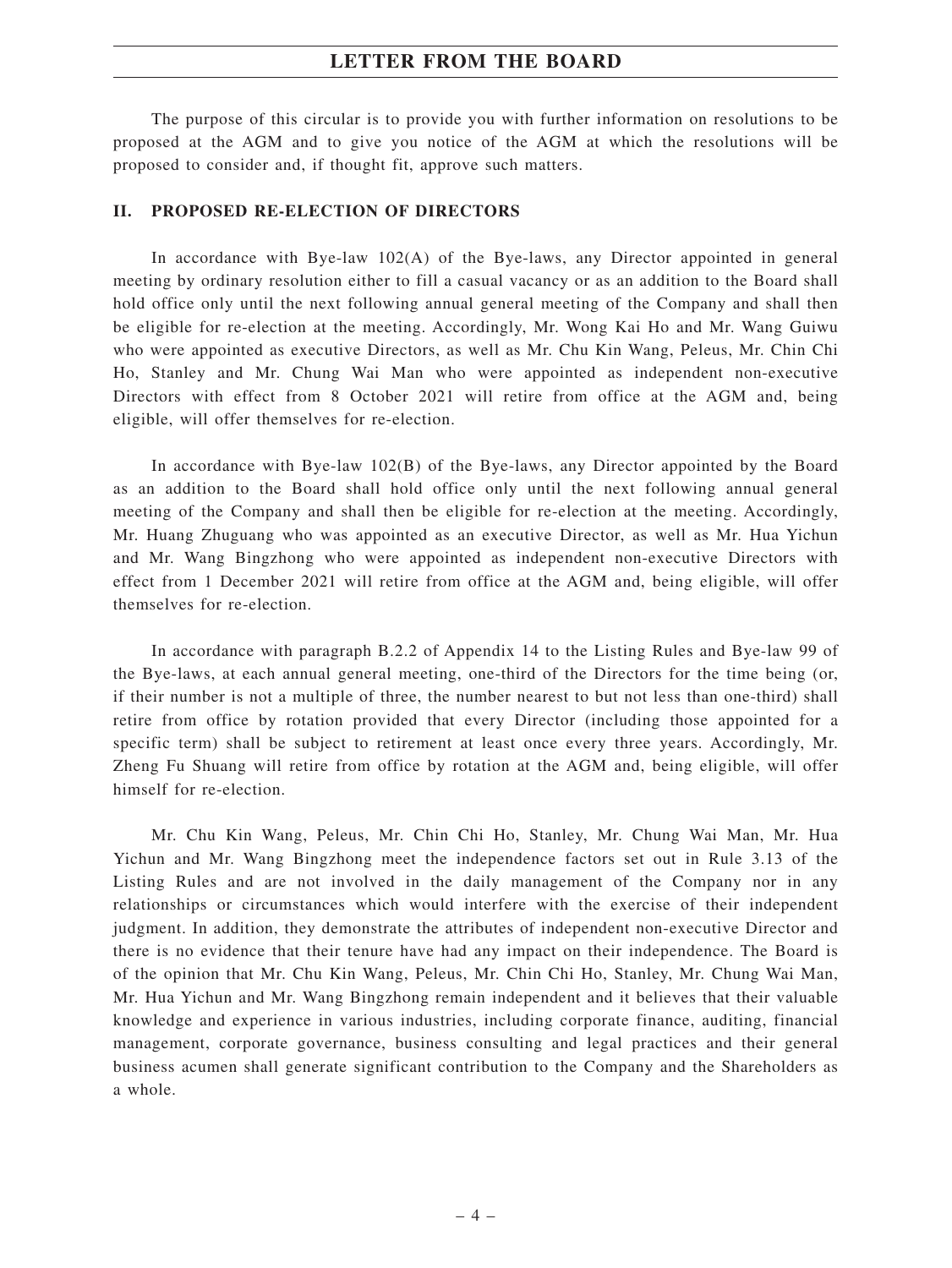The purpose of this circular is to provide you with further information on resolutions to be proposed at the AGM and to give you notice of the AGM at which the resolutions will be proposed to consider and, if thought fit, approve such matters.

## II. PROPOSED RE-ELECTION OF DIRECTORS

In accordance with Bye-law 102(A) of the Bye-laws, any Director appointed in general meeting by ordinary resolution either to fill a casual vacancy or as an addition to the Board shall hold office only until the next following annual general meeting of the Company and shall then be eligible for re-election at the meeting. Accordingly, Mr. Wong Kai Ho and Mr. Wang Guiwu who were appointed as executive Directors, as well as Mr. Chu Kin Wang, Peleus, Mr. Chin Chi Ho, Stanley and Mr. Chung Wai Man who were appointed as independent non-executive Directors with effect from 8 October 2021 will retire from office at the AGM and, being eligible, will offer themselves for re-election.

In accordance with Bye-law 102(B) of the Bye-laws, any Director appointed by the Board as an addition to the Board shall hold office only until the next following annual general meeting of the Company and shall then be eligible for re-election at the meeting. Accordingly, Mr. Huang Zhuguang who was appointed as an executive Director, as well as Mr. Hua Yichun and Mr. Wang Bingzhong who were appointed as independent non-executive Directors with effect from 1 December 2021 will retire from office at the AGM and, being eligible, will offer themselves for re-election.

In accordance with paragraph B.2.2 of Appendix 14 to the Listing Rules and Bye-law 99 of the Bye-laws, at each annual general meeting, one-third of the Directors for the time being (or, if their number is not a multiple of three, the number nearest to but not less than one-third) shall retire from office by rotation provided that every Director (including those appointed for a specific term) shall be subject to retirement at least once every three years. Accordingly, Mr. Zheng Fu Shuang will retire from office by rotation at the AGM and, being eligible, will offer himself for re-election.

Mr. Chu Kin Wang, Peleus, Mr. Chin Chi Ho, Stanley, Mr. Chung Wai Man, Mr. Hua Yichun and Mr. Wang Bingzhong meet the independence factors set out in Rule 3.13 of the Listing Rules and are not involved in the daily management of the Company nor in any relationships or circumstances which would interfere with the exercise of their independent judgment. In addition, they demonstrate the attributes of independent non-executive Director and there is no evidence that their tenure have had any impact on their independence. The Board is of the opinion that Mr. Chu Kin Wang, Peleus, Mr. Chin Chi Ho, Stanley, Mr. Chung Wai Man, Mr. Hua Yichun and Mr. Wang Bingzhong remain independent and it believes that their valuable knowledge and experience in various industries, including corporate finance, auditing, financial management, corporate governance, business consulting and legal practices and their general business acumen shall generate significant contribution to the Company and the Shareholders as a whole.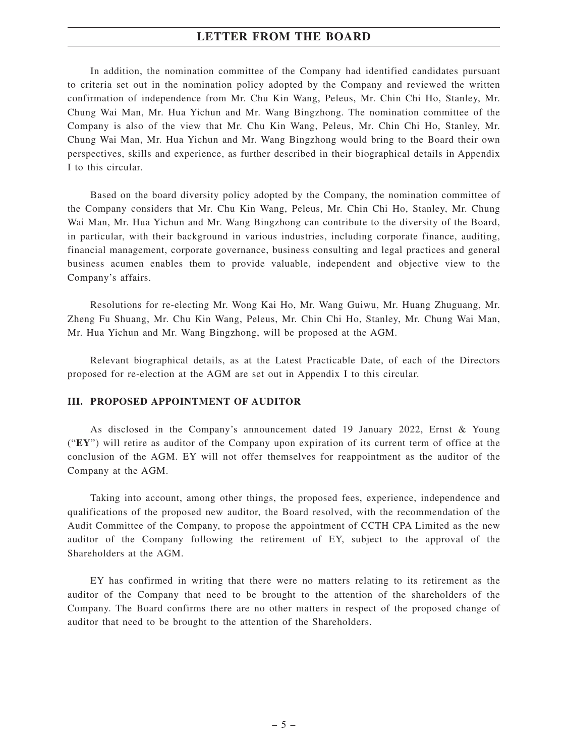In addition, the nomination committee of the Company had identified candidates pursuant to criteria set out in the nomination policy adopted by the Company and reviewed the written confirmation of independence from Mr. Chu Kin Wang, Peleus, Mr. Chin Chi Ho, Stanley, Mr. Chung Wai Man, Mr. Hua Yichun and Mr. Wang Bingzhong. The nomination committee of the Company is also of the view that Mr. Chu Kin Wang, Peleus, Mr. Chin Chi Ho, Stanley, Mr. Chung Wai Man, Mr. Hua Yichun and Mr. Wang Bingzhong would bring to the Board their own perspectives, skills and experience, as further described in their biographical details in Appendix I to this circular.

Based on the board diversity policy adopted by the Company, the nomination committee of the Company considers that Mr. Chu Kin Wang, Peleus, Mr. Chin Chi Ho, Stanley, Mr. Chung Wai Man, Mr. Hua Yichun and Mr. Wang Bingzhong can contribute to the diversity of the Board, in particular, with their background in various industries, including corporate finance, auditing, financial management, corporate governance, business consulting and legal practices and general business acumen enables them to provide valuable, independent and objective view to the Company's affairs.

Resolutions for re-electing Mr. Wong Kai Ho, Mr. Wang Guiwu, Mr. Huang Zhuguang, Mr. Zheng Fu Shuang, Mr. Chu Kin Wang, Peleus, Mr. Chin Chi Ho, Stanley, Mr. Chung Wai Man, Mr. Hua Yichun and Mr. Wang Bingzhong, will be proposed at the AGM.

Relevant biographical details, as at the Latest Practicable Date, of each of the Directors proposed for re-election at the AGM are set out in Appendix I to this circular.

## III. PROPOSED APPOINTMENT OF AUDITOR

As disclosed in the Company's announcement dated 19 January 2022, Ernst & Young ("**EY**") will retire as auditor of the Company upon expiration of its current term of office at the conclusion of the AGM. EY will not offer themselves for reappointment as the auditor of the Company at the AGM.

Taking into account, among other things, the proposed fees, experience, independence and qualifications of the proposed new auditor, the Board resolved, with the recommendation of the Audit Committee of the Company, to propose the appointment of CCTH CPA Limited as the new auditor of the Company following the retirement of EY, subject to the approval of the Shareholders at the AGM.

EY has confirmed in writing that there were no matters relating to its retirement as the auditor of the Company that need to be brought to the attention of the shareholders of the Company. The Board confirms there are no other matters in respect of the proposed change of auditor that need to be brought to the attention of the Shareholders.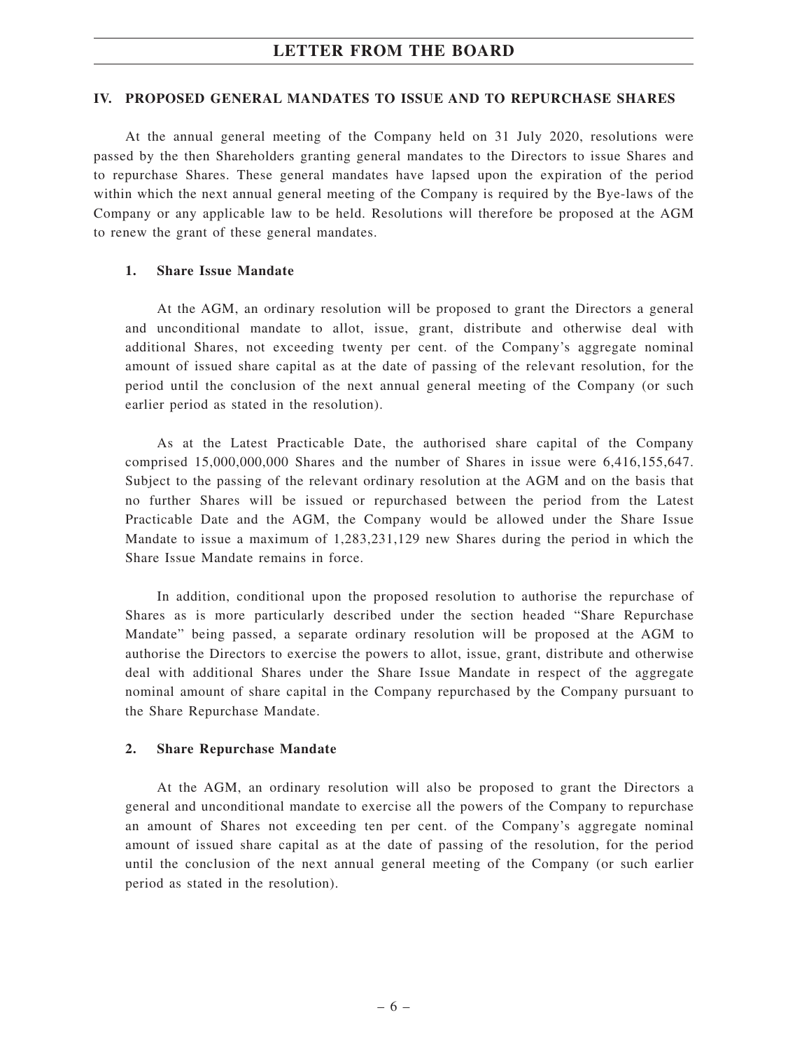## IV. PROPOSED GENERAL MANDATES TO ISSUE AND TO REPURCHASE SHARES

At the annual general meeting of the Company held on 31 July 2020, resolutions were passed by the then Shareholders granting general mandates to the Directors to issue Shares and to repurchase Shares. These general mandates have lapsed upon the expiration of the period within which the next annual general meeting of the Company is required by the Bye-laws of the Company or any applicable law to be held. Resolutions will therefore be proposed at the AGM to renew the grant of these general mandates.

### 1. Share Issue Mandate

At the AGM, an ordinary resolution will be proposed to grant the Directors a general and unconditional mandate to allot, issue, grant, distribute and otherwise deal with additional Shares, not exceeding twenty per cent. of the Company's aggregate nominal amount of issued share capital as at the date of passing of the relevant resolution, for the period until the conclusion of the next annual general meeting of the Company (or such earlier period as stated in the resolution).

As at the Latest Practicable Date, the authorised share capital of the Company comprised 15,000,000,000 Shares and the number of Shares in issue were 6,416,155,647. Subject to the passing of the relevant ordinary resolution at the AGM and on the basis that no further Shares will be issued or repurchased between the period from the Latest Practicable Date and the AGM, the Company would be allowed under the Share Issue Mandate to issue a maximum of 1,283,231,129 new Shares during the period in which the Share Issue Mandate remains in force.

In addition, conditional upon the proposed resolution to authorise the repurchase of Shares as is more particularly described under the section headed "Share Repurchase Mandate" being passed, a separate ordinary resolution will be proposed at the AGM to authorise the Directors to exercise the powers to allot, issue, grant, distribute and otherwise deal with additional Shares under the Share Issue Mandate in respect of the aggregate nominal amount of share capital in the Company repurchased by the Company pursuant to the Share Repurchase Mandate.

### 2. Share Repurchase Mandate

At the AGM, an ordinary resolution will also be proposed to grant the Directors a general and unconditional mandate to exercise all the powers of the Company to repurchase an amount of Shares not exceeding ten per cent. of the Company's aggregate nominal amount of issued share capital as at the date of passing of the resolution, for the period until the conclusion of the next annual general meeting of the Company (or such earlier period as stated in the resolution).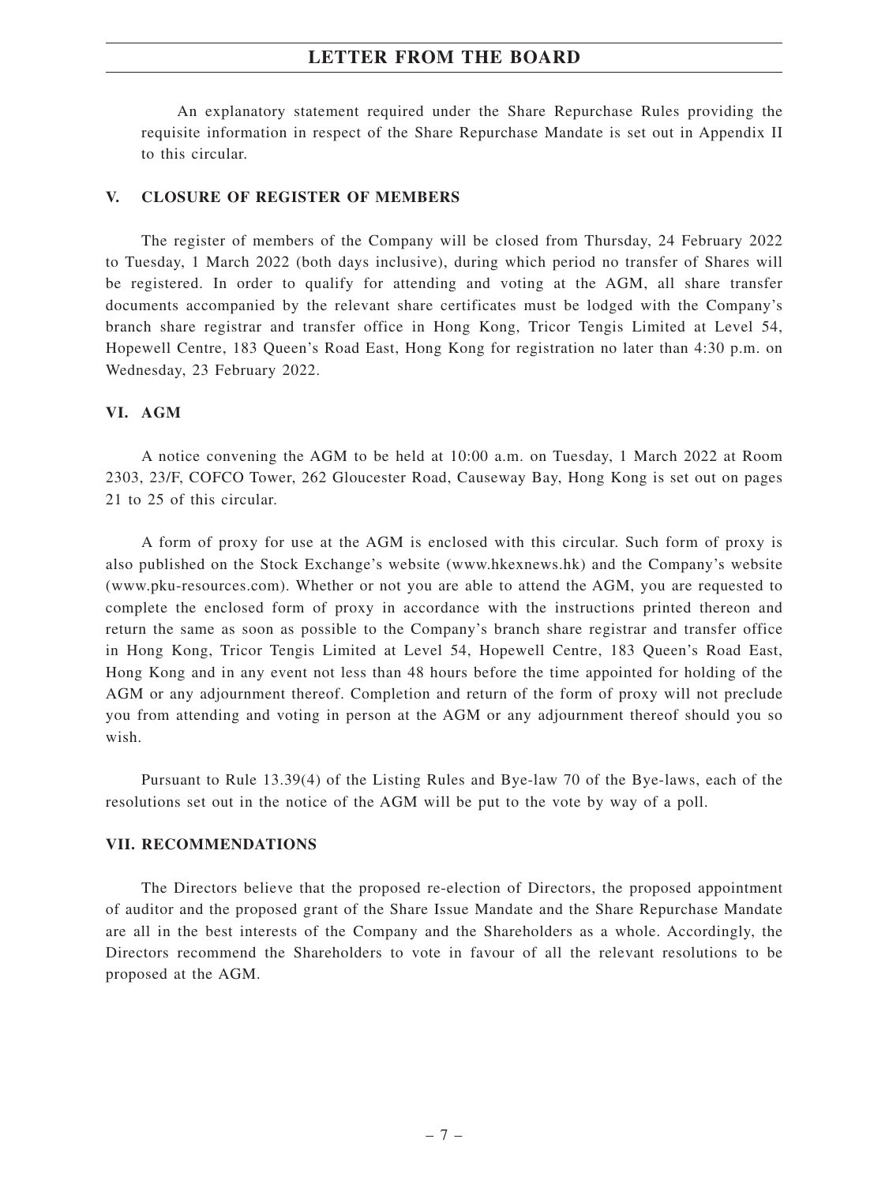An explanatory statement required under the Share Repurchase Rules providing the requisite information in respect of the Share Repurchase Mandate is set out in Appendix II to this circular.

## V. CLOSURE OF REGISTER OF MEMBERS

The register of members of the Company will be closed from Thursday, 24 February 2022 to Tuesday, 1 March 2022 (both days inclusive), during which period no transfer of Shares will be registered. In order to qualify for attending and voting at the AGM, all share transfer documents accompanied by the relevant share certificates must be lodged with the Company's branch share registrar and transfer office in Hong Kong, Tricor Tengis Limited at Level 54, Hopewell Centre, 183 Queen's Road East, Hong Kong for registration no later than 4:30 p.m. on Wednesday, 23 February 2022.

## VI. AGM

A notice convening the AGM to be held at 10:00 a.m. on Tuesday, 1 March 2022 at Room 2303, 23/F, COFCO Tower, 262 Gloucester Road, Causeway Bay, Hong Kong is set out on pages 21 to 25 of this circular.

A form of proxy for use at the AGM is enclosed with this circular. Such form of proxy is also published on the Stock Exchange's website (www.hkexnews.hk) and the Company's website (www.pku-resources.com). Whether or not you are able to attend the AGM, you are requested to complete the enclosed form of proxy in accordance with the instructions printed thereon and return the same as soon as possible to the Company's branch share registrar and transfer office in Hong Kong, Tricor Tengis Limited at Level 54, Hopewell Centre, 183 Queen's Road East, Hong Kong and in any event not less than 48 hours before the time appointed for holding of the AGM or any adjournment thereof. Completion and return of the form of proxy will not preclude you from attending and voting in person at the AGM or any adjournment thereof should you so wish.

Pursuant to Rule 13.39(4) of the Listing Rules and Bye-law 70 of the Bye-laws, each of the resolutions set out in the notice of the AGM will be put to the vote by way of a poll.

## VII. RECOMMENDATIONS

The Directors believe that the proposed re-election of Directors, the proposed appointment of auditor and the proposed grant of the Share Issue Mandate and the Share Repurchase Mandate are all in the best interests of the Company and the Shareholders as a whole. Accordingly, the Directors recommend the Shareholders to vote in favour of all the relevant resolutions to be proposed at the AGM.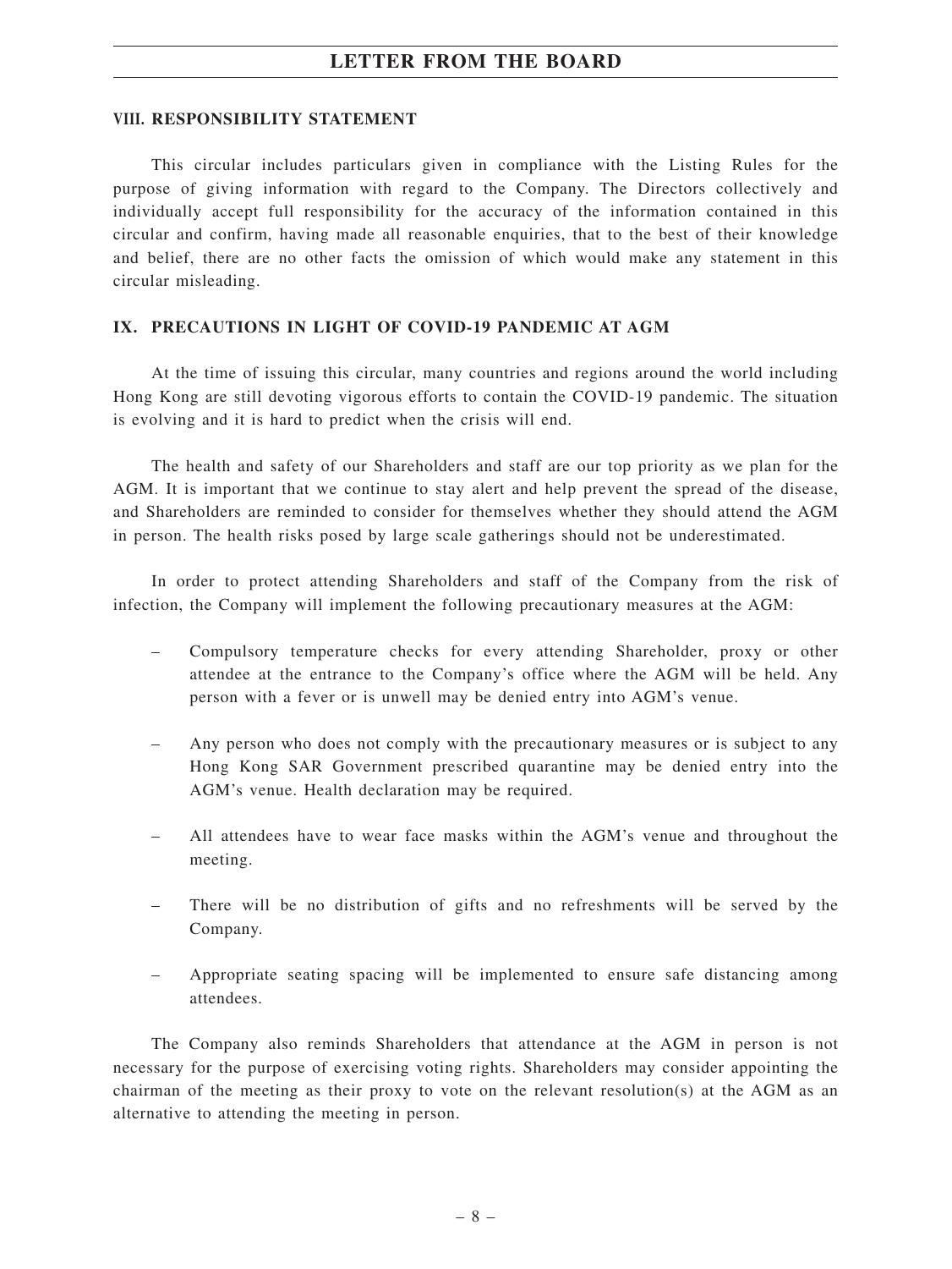## VIII. RESPONSIBILITY STATEMENT

This circular includes particulars given in compliance with the Listing Rules for the purpose of giving information with regard to the Company. The Directors collectively and individually accept full responsibility for the accuracy of the information contained in this circular and confirm, having made all reasonable enquiries, that to the best of their knowledge and belief, there are no other facts the omission of which would make any statement in this circular misleading.

## IX. PRECAUTIONS IN LIGHT OF COVID-19 PANDEMIC AT AGM

At the time of issuing this circular, many countries and regions around the world including Hong Kong are still devoting vigorous efforts to contain the COVID-19 pandemic. The situation is evolving and it is hard to predict when the crisis will end.

The health and safety of our Shareholders and staff are our top priority as we plan for the AGM. It is important that we continue to stay alert and help prevent the spread of the disease, and Shareholders are reminded to consider for themselves whether they should attend the AGM in person. The health risks posed by large scale gatherings should not be underestimated.

In order to protect attending Shareholders and staff of the Company from the risk of infection, the Company will implement the following precautionary measures at the AGM:

– Compulsory temperature checks for every attending Shareholder, proxy or other attendee at the entrance to the Company's office where the AGM will be held. Any person with a fever or is unwell may be denied entry into AGM's venue.

– Any person who does not comply with the precautionary measures or is subject to any Hong Kong SAR Government prescribed quarantine may be denied entry into the AGM's venue. Health declaration may be required.

– All attendees have to wear face masks within the AGM's venue and throughout the meeting.

– There will be no distribution of gifts and no refreshments will be served by the Company.

– Appropriate seating spacing will be implemented to ensure safe distancing among attendees.

The Company also reminds Shareholders that attendance at the AGM in person is not necessary for the purpose of exercising voting rights. Shareholders may consider appointing the chairman of the meeting as their proxy to vote on the relevant resolution(s) at the AGM as an alternative to attending the meeting in person.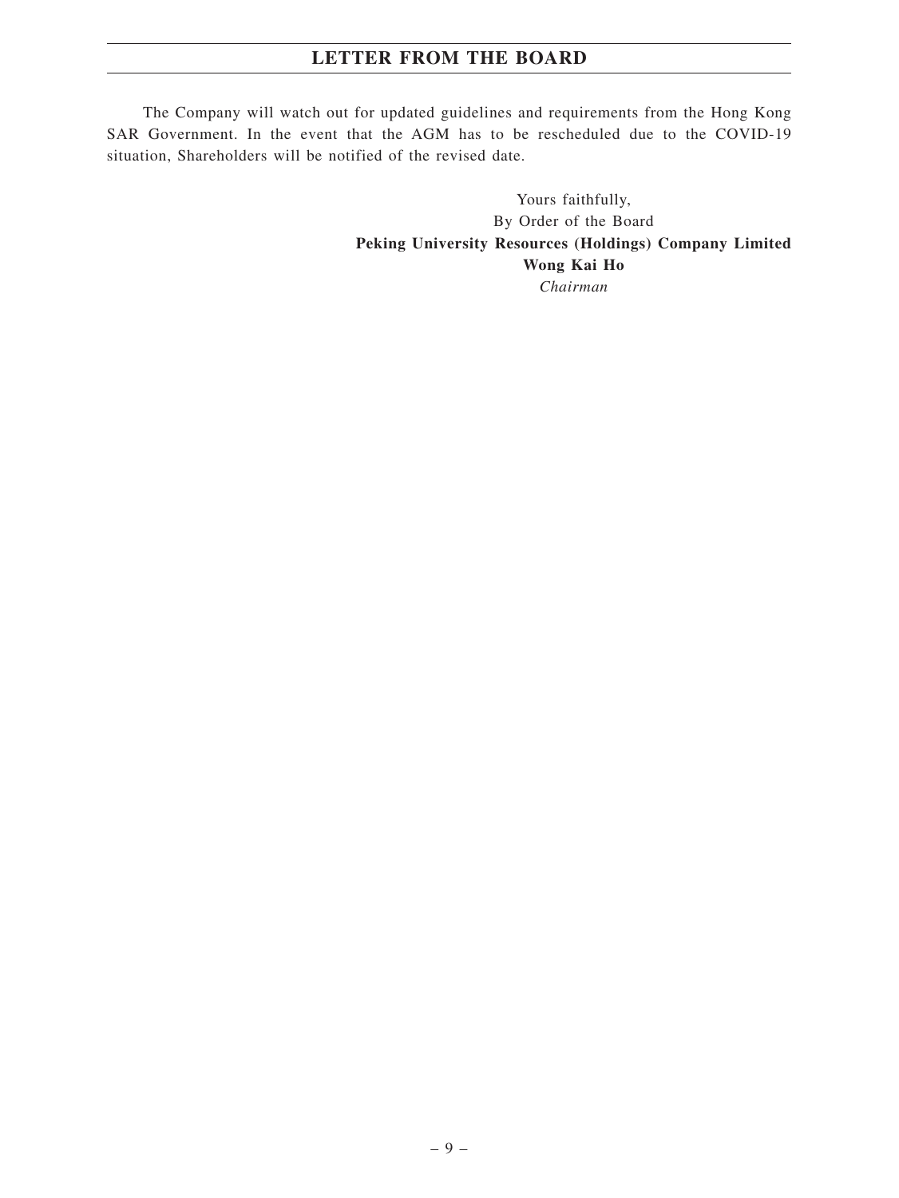The Company will watch out for updated guidelines and requirements from the Hong Kong SAR Government. In the event that the AGM has to be rescheduled due to the COVID-19 situation, Shareholders will be notified of the revised date.

Yours faithfully,
By Order of the Board
**Peking University Resources (Holdings) Company Limited**
**Wong Kai Ho**
*Chairman*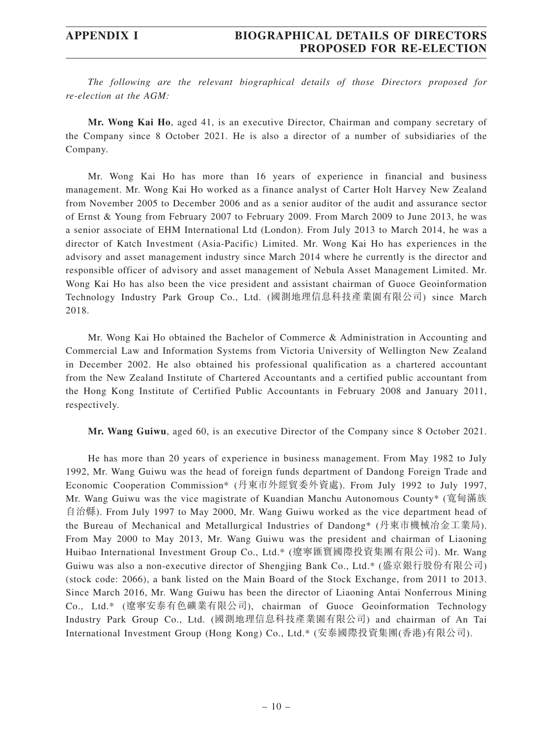*The following are the relevant biographical details of those Directors proposed for re-election at the AGM:*

**Mr. Wong Kai Ho**, aged 41, is an executive Director, Chairman and company secretary of the Company since 8 October 2021. He is also a director of a number of subsidiaries of the Company.

Mr. Wong Kai Ho has more than 16 years of experience in financial and business management. Mr. Wong Kai Ho worked as a finance analyst of Carter Holt Harvey New Zealand from November 2005 to December 2006 and as a senior auditor of the audit and assurance sector of Ernst & Young from February 2007 to February 2009. From March 2009 to June 2013, he was a senior associate of EHM International Ltd (London). From July 2013 to March 2014, he was a director of Katch Investment (Asia-Pacific) Limited. Mr. Wong Kai Ho has experiences in the advisory and asset management industry since March 2014 where he currently is the director and responsible officer of advisory and asset management of Nebula Asset Management Limited. Mr. Wong Kai Ho has also been the vice president and assistant chairman of Guoce Geoinformation Technology Industry Park Group Co., Ltd. (國測地理信息科技產業園有限公司) since March 2018.

Mr. Wong Kai Ho obtained the Bachelor of Commerce & Administration in Accounting and Commercial Law and Information Systems from Victoria University of Wellington New Zealand in December 2002. He also obtained his professional qualification as a chartered accountant from the New Zealand Institute of Chartered Accountants and a certified public accountant from the Hong Kong Institute of Certified Public Accountants in February 2008 and January 2011, respectively.

**Mr. Wang Guiwu**, aged 60, is an executive Director of the Company since 8 October 2021.

He has more than 20 years of experience in business management. From May 1982 to July 1992, Mr. Wang Guiwu was the head of foreign funds department of Dandong Foreign Trade and Economic Cooperation Commission* (丹東市外經貿委外資處). From July 1992 to July 1997, Mr. Wang Guiwu was the vice magistrate of Kuandian Manchu Autonomous County* (寬甸滿族自治縣). From July 1997 to May 2000, Mr. Wang Guiwu worked as the vice department head of the Bureau of Mechanical and Metallurgical Industries of Dandong* (丹東市機械冶金工業局). From May 2000 to May 2013, Mr. Wang Guiwu was the president and chairman of Liaoning Huibao International Investment Group Co., Ltd.* (遼寧匯寶國際投資集團有限公司). Mr. Wang Guiwu was also a non-executive director of Shengjing Bank Co., Ltd.* (盛京銀行股份有限公司) (stock code: 2066), a bank listed on the Main Board of the Stock Exchange, from 2011 to 2013. Since March 2016, Mr. Wang Guiwu has been the director of Liaoning Antai Nonferrous Mining Co., Ltd.* (遼寧安泰有色礦業有限公司), chairman of Guoce Geoinformation Technology Industry Park Group Co., Ltd. (國測地理信息科技產業園有限公司) and chairman of An Tai International Investment Group (Hong Kong) Co., Ltd.* (安泰國際投資集團(香港)有限公司).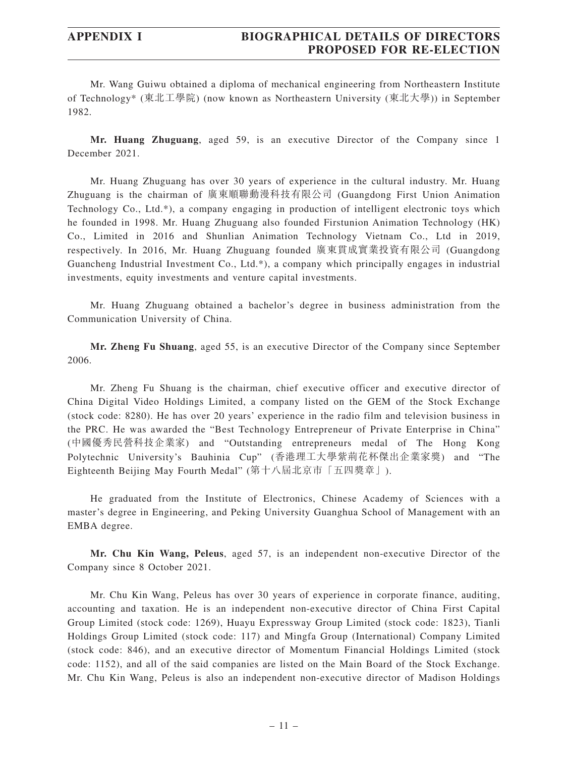Mr. Wang Guiwu obtained a diploma of mechanical engineering from Northeastern Institute of Technology* (東北工學院) (now known as Northeastern University (東北大學)) in September 1982.

**Mr. Huang Zhuguang**, aged 59, is an executive Director of the Company since 1 December 2021.

Mr. Huang Zhuguang has over 30 years of experience in the cultural industry. Mr. Huang Zhuguang is the chairman of 廣東順聯動漫科技有限公司 (Guangdong First Union Animation Technology Co., Ltd.*), a company engaging in production of intelligent electronic toys which he founded in 1998. Mr. Huang Zhuguang also founded Firstunion Animation Technology (HK) Co., Limited in 2016 and Shunlian Animation Technology Vietnam Co., Ltd in 2019, respectively. In 2016, Mr. Huang Zhuguang founded 廣東貫成實業投資有限公司 (Guangdong Guancheng Industrial Investment Co., Ltd.*), a company which principally engages in industrial investments, equity investments and venture capital investments.

Mr. Huang Zhuguang obtained a bachelor's degree in business administration from the Communication University of China.

**Mr. Zheng Fu Shuang**, aged 55, is an executive Director of the Company since September 2006.

Mr. Zheng Fu Shuang is the chairman, chief executive officer and executive director of China Digital Video Holdings Limited, a company listed on the GEM of the Stock Exchange (stock code: 8280). He has over 20 years' experience in the radio film and television business in the PRC. He was awarded the "Best Technology Entrepreneur of Private Enterprise in China" (中國優秀民營科技企業家) and "Outstanding entrepreneurs medal of The Hong Kong Polytechnic University's Bauhinia Cup" (香港理工大學紫荊花杯傑出企業家獎) and "The Eighteenth Beijing May Fourth Medal" (第十八屆北京市「五四獎章」).

He graduated from the Institute of Electronics, Chinese Academy of Sciences with a master's degree in Engineering, and Peking University Guanghua School of Management with an EMBA degree.

**Mr. Chu Kin Wang, Peleus**, aged 57, is an independent non-executive Director of the Company since 8 October 2021.

Mr. Chu Kin Wang, Peleus has over 30 years of experience in corporate finance, auditing, accounting and taxation. He is an independent non-executive director of China First Capital Group Limited (stock code: 1269), Huayu Expressway Group Limited (stock code: 1823), Tianli Holdings Group Limited (stock code: 117) and Mingfa Group (International) Company Limited (stock code: 846), and an executive director of Momentum Financial Holdings Limited (stock code: 1152), and all of the said companies are listed on the Main Board of the Stock Exchange. Mr. Chu Kin Wang, Peleus is also an independent non-executive director of Madison Holdings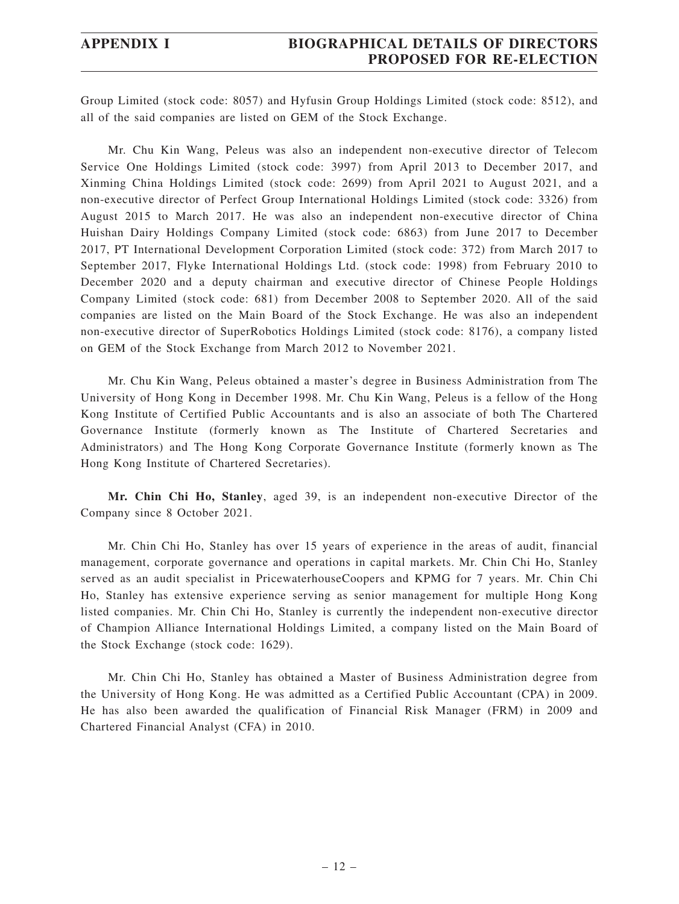Group Limited (stock code: 8057) and Hyfusin Group Holdings Limited (stock code: 8512), and all of the said companies are listed on GEM of the Stock Exchange.

Mr. Chu Kin Wang, Peleus was also an independent non-executive director of Telecom Service One Holdings Limited (stock code: 3997) from April 2013 to December 2017, and Xinming China Holdings Limited (stock code: 2699) from April 2021 to August 2021, and a non-executive director of Perfect Group International Holdings Limited (stock code: 3326) from August 2015 to March 2017. He was also an independent non-executive director of China Huishan Dairy Holdings Company Limited (stock code: 6863) from June 2017 to December 2017, PT International Development Corporation Limited (stock code: 372) from March 2017 to September 2017, Flyke International Holdings Ltd. (stock code: 1998) from February 2010 to December 2020 and a deputy chairman and executive director of Chinese People Holdings Company Limited (stock code: 681) from December 2008 to September 2020. All of the said companies are listed on the Main Board of the Stock Exchange. He was also an independent non-executive director of SuperRobotics Holdings Limited (stock code: 8176), a company listed on GEM of the Stock Exchange from March 2012 to November 2021.

Mr. Chu Kin Wang, Peleus obtained a master's degree in Business Administration from The University of Hong Kong in December 1998. Mr. Chu Kin Wang, Peleus is a fellow of the Hong Kong Institute of Certified Public Accountants and is also an associate of both The Chartered Governance Institute (formerly known as The Institute of Chartered Secretaries and Administrators) and The Hong Kong Corporate Governance Institute (formerly known as The Hong Kong Institute of Chartered Secretaries).

**Mr. Chin Chi Ho, Stanley**, aged 39, is an independent non-executive Director of the Company since 8 October 2021.

Mr. Chin Chi Ho, Stanley has over 15 years of experience in the areas of audit, financial management, corporate governance and operations in capital markets. Mr. Chin Chi Ho, Stanley served as an audit specialist in PricewaterhouseCoopers and KPMG for 7 years. Mr. Chin Chi Ho, Stanley has extensive experience serving as senior management for multiple Hong Kong listed companies. Mr. Chin Chi Ho, Stanley is currently the independent non-executive director of Champion Alliance International Holdings Limited, a company listed on the Main Board of the Stock Exchange (stock code: 1629).

Mr. Chin Chi Ho, Stanley has obtained a Master of Business Administration degree from the University of Hong Kong. He was admitted as a Certified Public Accountant (CPA) in 2009. He has also been awarded the qualification of Financial Risk Manager (FRM) in 2009 and Chartered Financial Analyst (CFA) in 2010.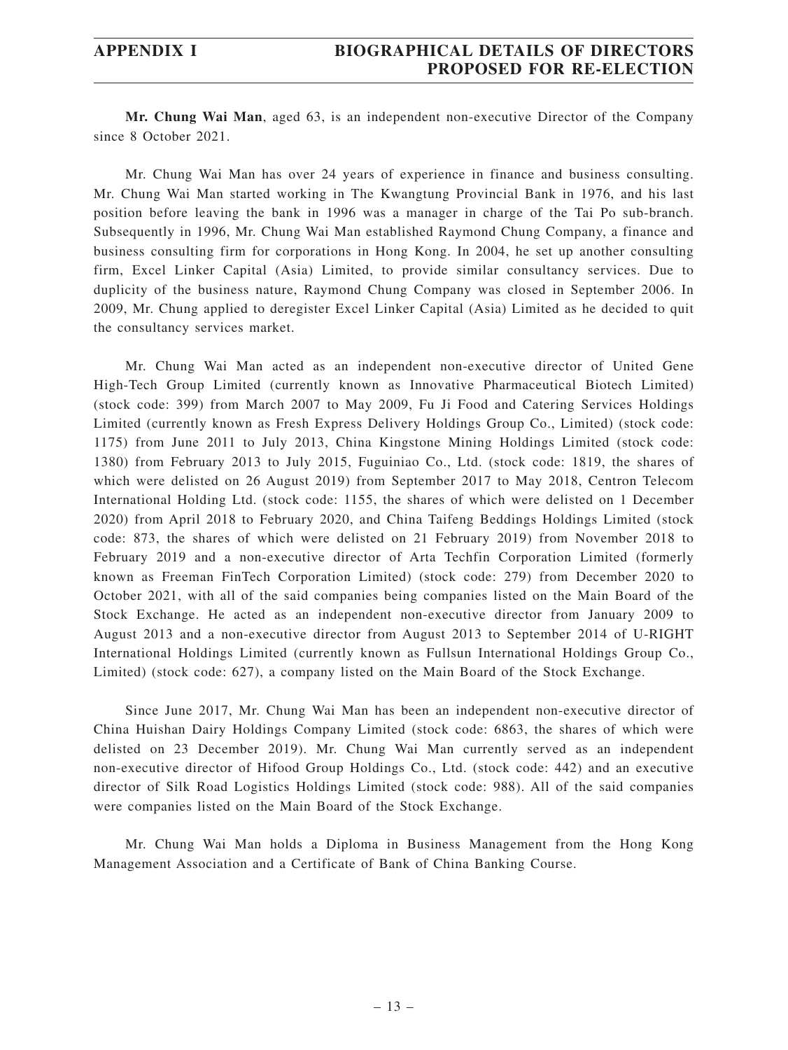**Mr. Chung Wai Man**, aged 63, is an independent non-executive Director of the Company since 8 October 2021.

Mr. Chung Wai Man has over 24 years of experience in finance and business consulting. Mr. Chung Wai Man started working in The Kwangtung Provincial Bank in 1976, and his last position before leaving the bank in 1996 was a manager in charge of the Tai Po sub-branch. Subsequently in 1996, Mr. Chung Wai Man established Raymond Chung Company, a finance and business consulting firm for corporations in Hong Kong. In 2004, he set up another consulting firm, Excel Linker Capital (Asia) Limited, to provide similar consultancy services. Due to duplicity of the business nature, Raymond Chung Company was closed in September 2006. In 2009, Mr. Chung applied to deregister Excel Linker Capital (Asia) Limited as he decided to quit the consultancy services market.

Mr. Chung Wai Man acted as an independent non-executive director of United Gene High-Tech Group Limited (currently known as Innovative Pharmaceutical Biotech Limited) (stock code: 399) from March 2007 to May 2009, Fu Ji Food and Catering Services Holdings Limited (currently known as Fresh Express Delivery Holdings Group Co., Limited) (stock code: 1175) from June 2011 to July 2013, China Kingstone Mining Holdings Limited (stock code: 1380) from February 2013 to July 2015, Fuguiniao Co., Ltd. (stock code: 1819, the shares of which were delisted on 26 August 2019) from September 2017 to May 2018, Centron Telecom International Holding Ltd. (stock code: 1155, the shares of which were delisted on 1 December 2020) from April 2018 to February 2020, and China Taifeng Beddings Holdings Limited (stock code: 873, the shares of which were delisted on 21 February 2019) from November 2018 to February 2019 and a non-executive director of Arta Techfin Corporation Limited (formerly known as Freeman FinTech Corporation Limited) (stock code: 279) from December 2020 to October 2021, with all of the said companies being companies listed on the Main Board of the Stock Exchange. He acted as an independent non-executive director from January 2009 to August 2013 and a non-executive director from August 2013 to September 2014 of U-RIGHT International Holdings Limited (currently known as Fullsun International Holdings Group Co., Limited) (stock code: 627), a company listed on the Main Board of the Stock Exchange.

Since June 2017, Mr. Chung Wai Man has been an independent non-executive director of China Huishan Dairy Holdings Company Limited (stock code: 6863, the shares of which were delisted on 23 December 2019). Mr. Chung Wai Man currently served as an independent non-executive director of Hifood Group Holdings Co., Ltd. (stock code: 442) and an executive director of Silk Road Logistics Holdings Limited (stock code: 988). All of the said companies were companies listed on the Main Board of the Stock Exchange.

Mr. Chung Wai Man holds a Diploma in Business Management from the Hong Kong Management Association and a Certificate of Bank of China Banking Course.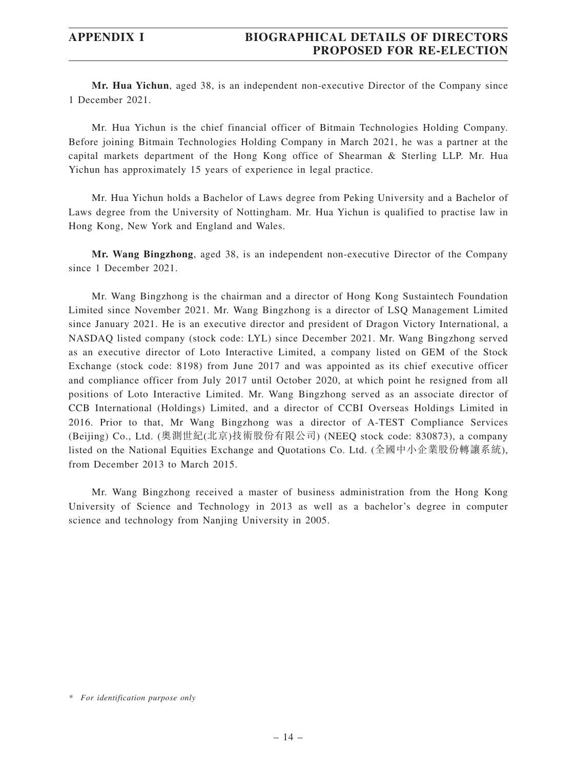**Mr. Hua Yichun**, aged 38, is an independent non-executive Director of the Company since 1 December 2021.

Mr. Hua Yichun is the chief financial officer of Bitmain Technologies Holding Company. Before joining Bitmain Technologies Holding Company in March 2021, he was a partner at the capital markets department of the Hong Kong office of Shearman & Sterling LLP. Mr. Hua Yichun has approximately 15 years of experience in legal practice.

Mr. Hua Yichun holds a Bachelor of Laws degree from Peking University and a Bachelor of Laws degree from the University of Nottingham. Mr. Hua Yichun is qualified to practise law in Hong Kong, New York and England and Wales.

**Mr. Wang Bingzhong**, aged 38, is an independent non-executive Director of the Company since 1 December 2021.

Mr. Wang Bingzhong is the chairman and a director of Hong Kong Sustaintech Foundation Limited since November 2021. Mr. Wang Bingzhong is a director of LSQ Management Limited since January 2021. He is an executive director and president of Dragon Victory International, a NASDAQ listed company (stock code: LYL) since December 2021. Mr. Wang Bingzhong served as an executive director of Loto Interactive Limited, a company listed on GEM of the Stock Exchange (stock code: 8198) from June 2017 and was appointed as its chief executive officer and compliance officer from July 2017 until October 2020, at which point he resigned from all positions of Loto Interactive Limited. Mr. Wang Bingzhong served as an associate director of CCB International (Holdings) Limited, and a director of CCBI Overseas Holdings Limited in 2016. Prior to that, Mr Wang Bingzhong was a director of A-TEST Compliance Services (Beijing) Co., Ltd. (奧測世紀(北京)技術股份有限公司) (NEEQ stock code: 830873), a company listed on the National Equities Exchange and Quotations Co. Ltd. (全國中小企業股份轉讓系統), from December 2013 to March 2015.

Mr. Wang Bingzhong received a master of business administration from the Hong Kong University of Science and Technology in 2013 as well as a bachelor's degree in computer science and technology from Nanjing University in 2005.

*\* For identification purpose only*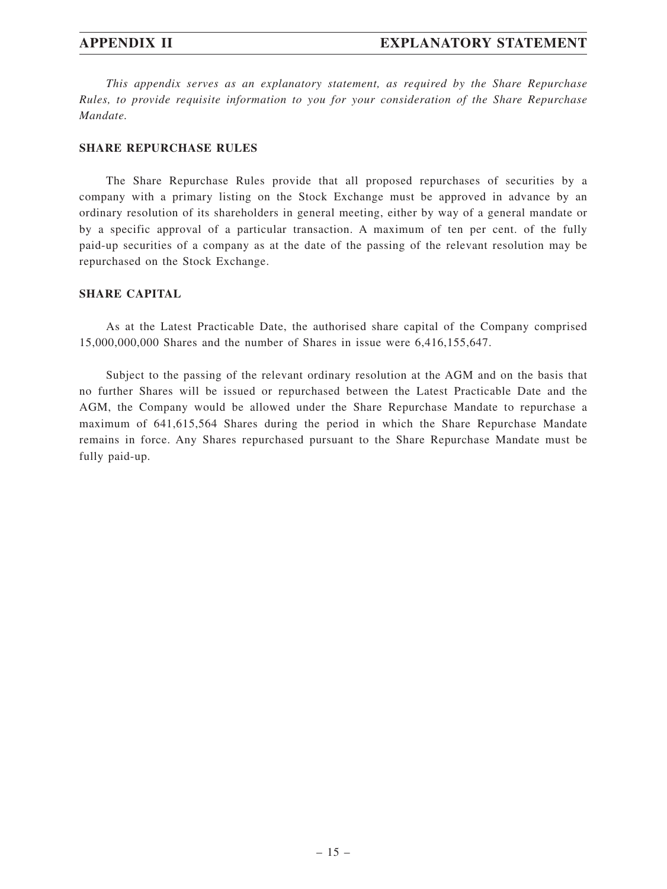*This appendix serves as an explanatory statement, as required by the Share Repurchase Rules, to provide requisite information to you for your consideration of the Share Repurchase Mandate.*

**SHARE REPURCHASE RULES**

The Share Repurchase Rules provide that all proposed repurchases of securities by a company with a primary listing on the Stock Exchange must be approved in advance by an ordinary resolution of its shareholders in general meeting, either by way of a general mandate or by a specific approval of a particular transaction. A maximum of ten per cent. of the fully paid-up securities of a company as at the date of the passing of the relevant resolution may be repurchased on the Stock Exchange.

**SHARE CAPITAL**

As at the Latest Practicable Date, the authorised share capital of the Company comprised 15,000,000,000 Shares and the number of Shares in issue were 6,416,155,647.

Subject to the passing of the relevant ordinary resolution at the AGM and on the basis that no further Shares will be issued or repurchased between the Latest Practicable Date and the AGM, the Company would be allowed under the Share Repurchase Mandate to repurchase a maximum of 641,615,564 Shares during the period in which the Share Repurchase Mandate remains in force. Any Shares repurchased pursuant to the Share Repurchase Mandate must be fully paid-up.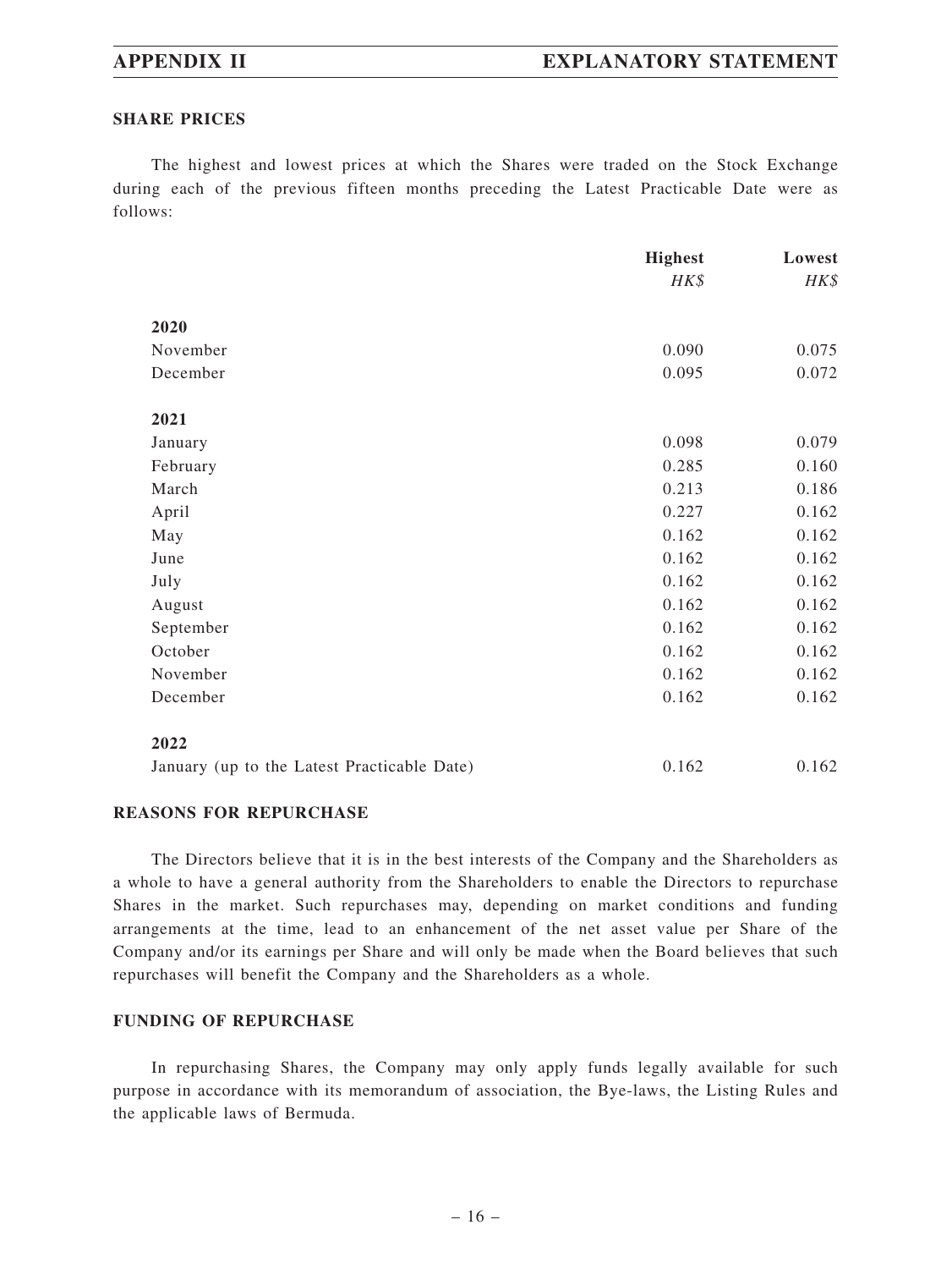## SHARE PRICES

The highest and lowest prices at which the Shares were traded on the Stock Exchange during each of the previous fifteen months preceding the Latest Practicable Date were as follows:

| | **Highest** | **Lowest** |
|---|---|---|
| | *HK$* | *HK$* |
| **2020** | | |
| November | 0.090 | 0.075 |
| December | 0.095 | 0.072 |
| **2021** | | |
| January | 0.098 | 0.079 |
| February | 0.285 | 0.160 |
| March | 0.213 | 0.186 |
| April | 0.227 | 0.162 |
| May | 0.162 | 0.162 |
| June | 0.162 | 0.162 |
| July | 0.162 | 0.162 |
| August | 0.162 | 0.162 |
| September | 0.162 | 0.162 |
| October | 0.162 | 0.162 |
| November | 0.162 | 0.162 |
| December | 0.162 | 0.162 |
| **2022** | | |
| January (up to the Latest Practicable Date) | 0.162 | 0.162 |

## REASONS FOR REPURCHASE

The Directors believe that it is in the best interests of the Company and the Shareholders as a whole to have a general authority from the Shareholders to enable the Directors to repurchase Shares in the market. Such repurchases may, depending on market conditions and funding arrangements at the time, lead to an enhancement of the net asset value per Share of the Company and/or its earnings per Share and will only be made when the Board believes that such repurchases will benefit the Company and the Shareholders as a whole.

## FUNDING OF REPURCHASE

In repurchasing Shares, the Company may only apply funds legally available for such purpose in accordance with its memorandum of association, the Bye-laws, the Listing Rules and the applicable laws of Bermuda.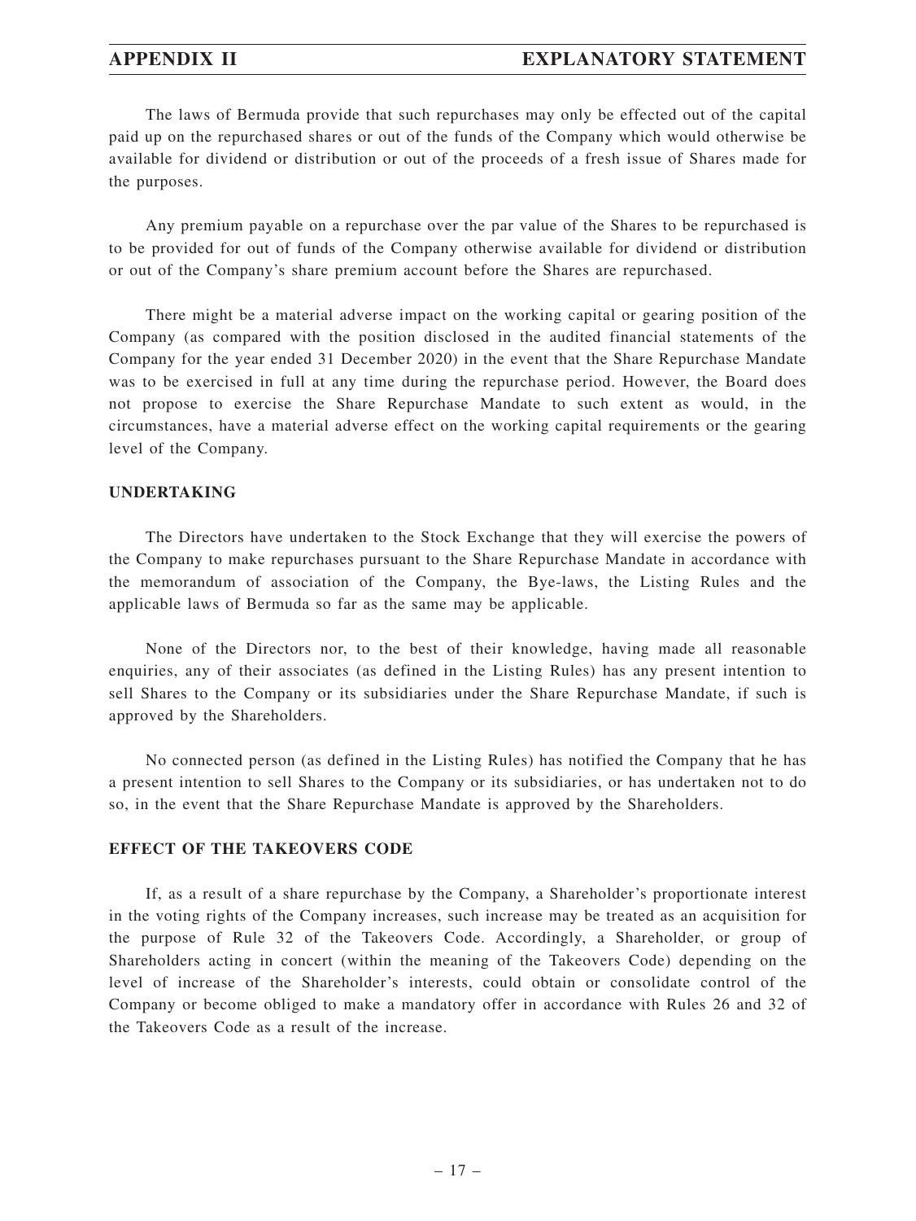The laws of Bermuda provide that such repurchases may only be effected out of the capital paid up on the repurchased shares or out of the funds of the Company which would otherwise be available for dividend or distribution or out of the proceeds of a fresh issue of Shares made for the purposes.

Any premium payable on a repurchase over the par value of the Shares to be repurchased is to be provided for out of funds of the Company otherwise available for dividend or distribution or out of the Company's share premium account before the Shares are repurchased.

There might be a material adverse impact on the working capital or gearing position of the Company (as compared with the position disclosed in the audited financial statements of the Company for the year ended 31 December 2020) in the event that the Share Repurchase Mandate was to be exercised in full at any time during the repurchase period. However, the Board does not propose to exercise the Share Repurchase Mandate to such extent as would, in the circumstances, have a material adverse effect on the working capital requirements or the gearing level of the Company.

## UNDERTAKING

The Directors have undertaken to the Stock Exchange that they will exercise the powers of the Company to make repurchases pursuant to the Share Repurchase Mandate in accordance with the memorandum of association of the Company, the Bye-laws, the Listing Rules and the applicable laws of Bermuda so far as the same may be applicable.

None of the Directors nor, to the best of their knowledge, having made all reasonable enquiries, any of their associates (as defined in the Listing Rules) has any present intention to sell Shares to the Company or its subsidiaries under the Share Repurchase Mandate, if such is approved by the Shareholders.

No connected person (as defined in the Listing Rules) has notified the Company that he has a present intention to sell Shares to the Company or its subsidiaries, or has undertaken not to do so, in the event that the Share Repurchase Mandate is approved by the Shareholders.

## EFFECT OF THE TAKEOVERS CODE

If, as a result of a share repurchase by the Company, a Shareholder's proportionate interest in the voting rights of the Company increases, such increase may be treated as an acquisition for the purpose of Rule 32 of the Takeovers Code. Accordingly, a Shareholder, or group of Shareholders acting in concert (within the meaning of the Takeovers Code) depending on the level of increase of the Shareholder's interests, could obtain or consolidate control of the Company or become obliged to make a mandatory offer in accordance with Rules 26 and 32 of the Takeovers Code as a result of the increase.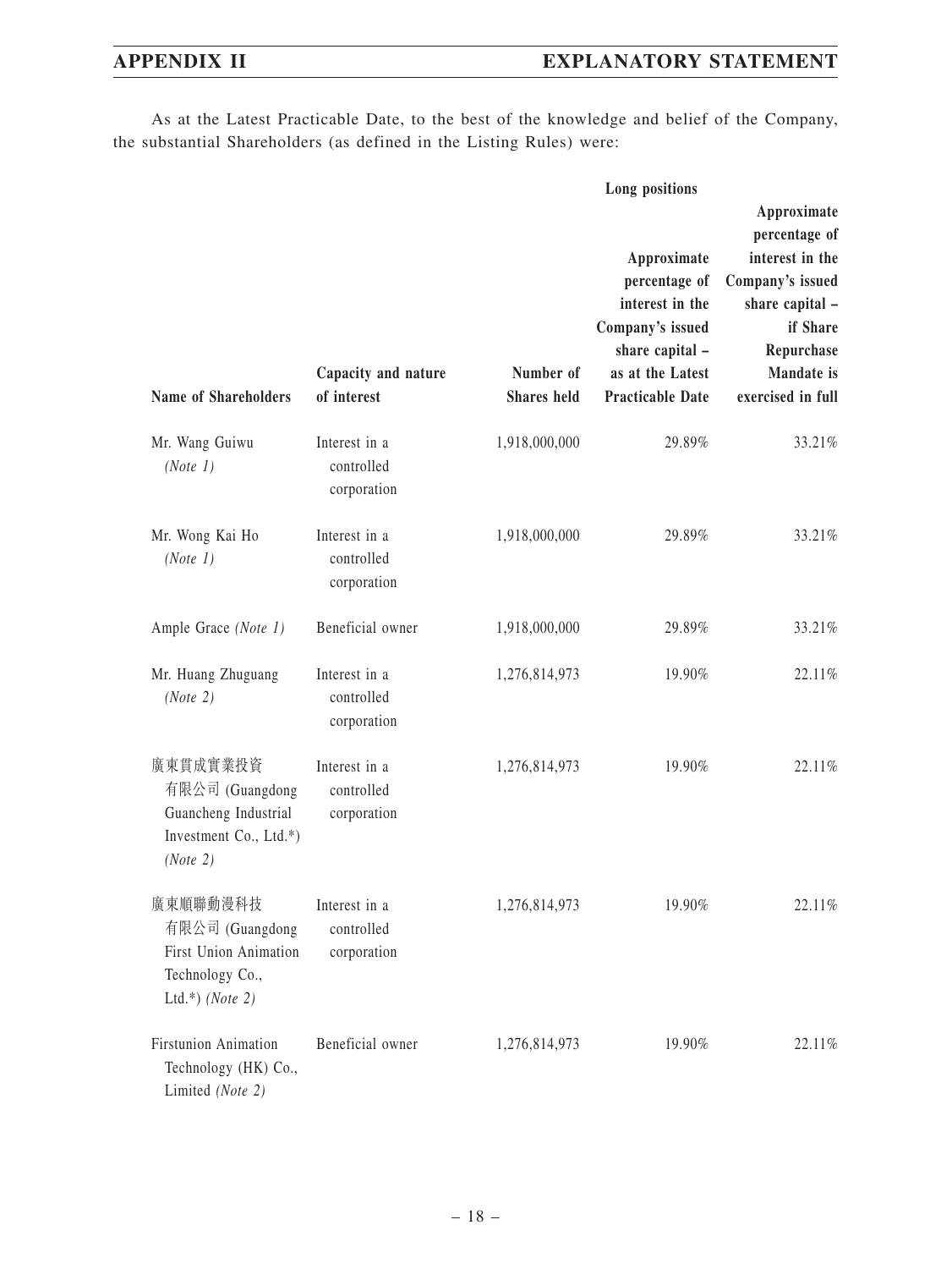As at the Latest Practicable Date, to the best of the knowledge and belief of the Company, the substantial Shareholders (as defined in the Listing Rules) were:

| | | | Long positions | |
|---|---|---|---|---|
| **Name of Shareholders** | **Capacity and nature of interest** | **Number of Shares held** | **Approximate percentage of interest in the Company's issued share capital – as at the Latest Practicable Date** | **Approximate percentage of interest in the Company's issued share capital – if Share Repurchase Mandate is exercised in full** |
| Mr. Wang Guiwu *(Note 1)* | Interest in a controlled corporation | 1,918,000,000 | 29.89% | 33.21% |
| Mr. Wong Kai Ho *(Note 1)* | Interest in a controlled corporation | 1,918,000,000 | 29.89% | 33.21% |
| Ample Grace *(Note 1)* | Beneficial owner | 1,918,000,000 | 29.89% | 33.21% |
| Mr. Huang Zhuguang *(Note 2)* | Interest in a controlled corporation | 1,276,814,973 | 19.90% | 22.11% |
| 廣東貫成實業投資有限公司 (Guangdong Guancheng Industrial Investment Co., Ltd.*) *(Note 2)* | Interest in a controlled corporation | 1,276,814,973 | 19.90% | 22.11% |
| 廣東順聯動漫科技有限公司 (Guangdong First Union Animation Technology Co., Ltd.*) *(Note 2)* | Interest in a controlled corporation | 1,276,814,973 | 19.90% | 22.11% |
| Firstunion Animation Technology (HK) Co., Limited *(Note 2)* | Beneficial owner | 1,276,814,973 | 19.90% | 22.11% |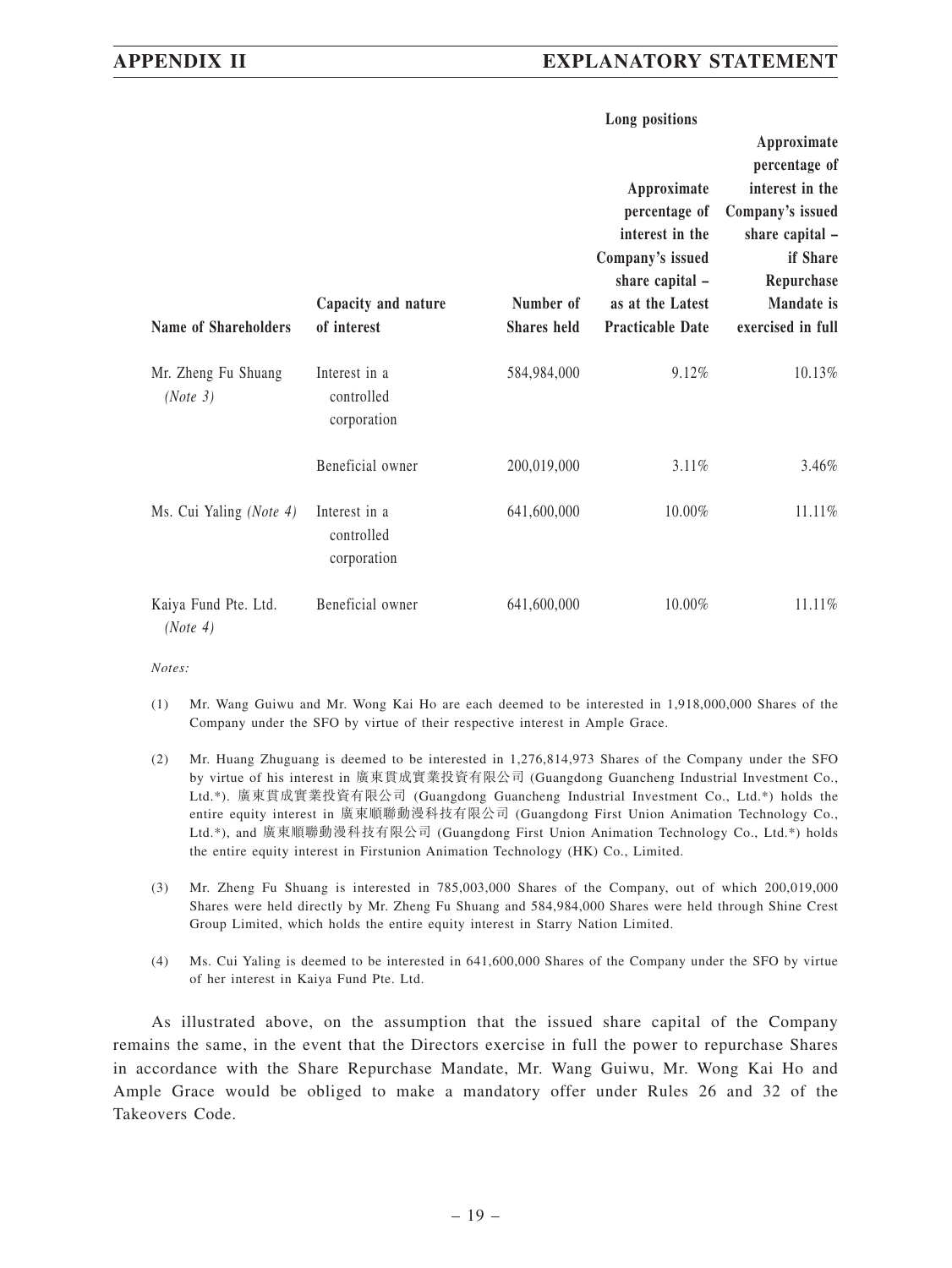| | | | Long positions | |
|---|---|---|---|---|
| **Name of Shareholders** | **Capacity and nature of interest** | **Number of Shares held** | **Approximate percentage of interest in the Company's issued share capital – as at the Latest Practicable Date** | **Approximate percentage of interest in the Company's issued share capital – if Share Repurchase Mandate is exercised in full** |
| Mr. Zheng Fu Shuang *(Note 3)* | Interest in a controlled corporation | 584,984,000 | 9.12% | 10.13% |
| | Beneficial owner | 200,019,000 | 3.11% | 3.46% |
| Ms. Cui Yaling *(Note 4)* | Interest in a controlled corporation | 641,600,000 | 10.00% | 11.11% |
| Kaiya Fund Pte. Ltd. *(Note 4)* | Beneficial owner | 641,600,000 | 10.00% | 11.11% |

*Notes:*

(1) Mr. Wang Guiwu and Mr. Wong Kai Ho are each deemed to be interested in 1,918,000,000 Shares of the Company under the SFO by virtue of their respective interest in Ample Grace.

(2) Mr. Huang Zhuguang is deemed to be interested in 1,276,814,973 Shares of the Company under the SFO by virtue of his interest in 廣東貫成實業投資有限公司 (Guangdong Guancheng Industrial Investment Co., Ltd.*). 廣東貫成實業投資有限公司 (Guangdong Guancheng Industrial Investment Co., Ltd.*) holds the entire equity interest in 廣東順聯動漫科技有限公司 (Guangdong First Union Animation Technology Co., Ltd.*), and 廣東順聯動漫科技有限公司 (Guangdong First Union Animation Technology Co., Ltd.*) holds the entire equity interest in Firstunion Animation Technology (HK) Co., Limited.

(3) Mr. Zheng Fu Shuang is interested in 785,003,000 Shares of the Company, out of which 200,019,000 Shares were held directly by Mr. Zheng Fu Shuang and 584,984,000 Shares were held through Shine Crest Group Limited, which holds the entire equity interest in Starry Nation Limited.

(4) Ms. Cui Yaling is deemed to be interested in 641,600,000 Shares of the Company under the SFO by virtue of her interest in Kaiya Fund Pte. Ltd.

As illustrated above, on the assumption that the issued share capital of the Company remains the same, in the event that the Directors exercise in full the power to repurchase Shares in accordance with the Share Repurchase Mandate, Mr. Wang Guiwu, Mr. Wong Kai Ho and Ample Grace would be obliged to make a mandatory offer under Rules 26 and 32 of the Takeovers Code.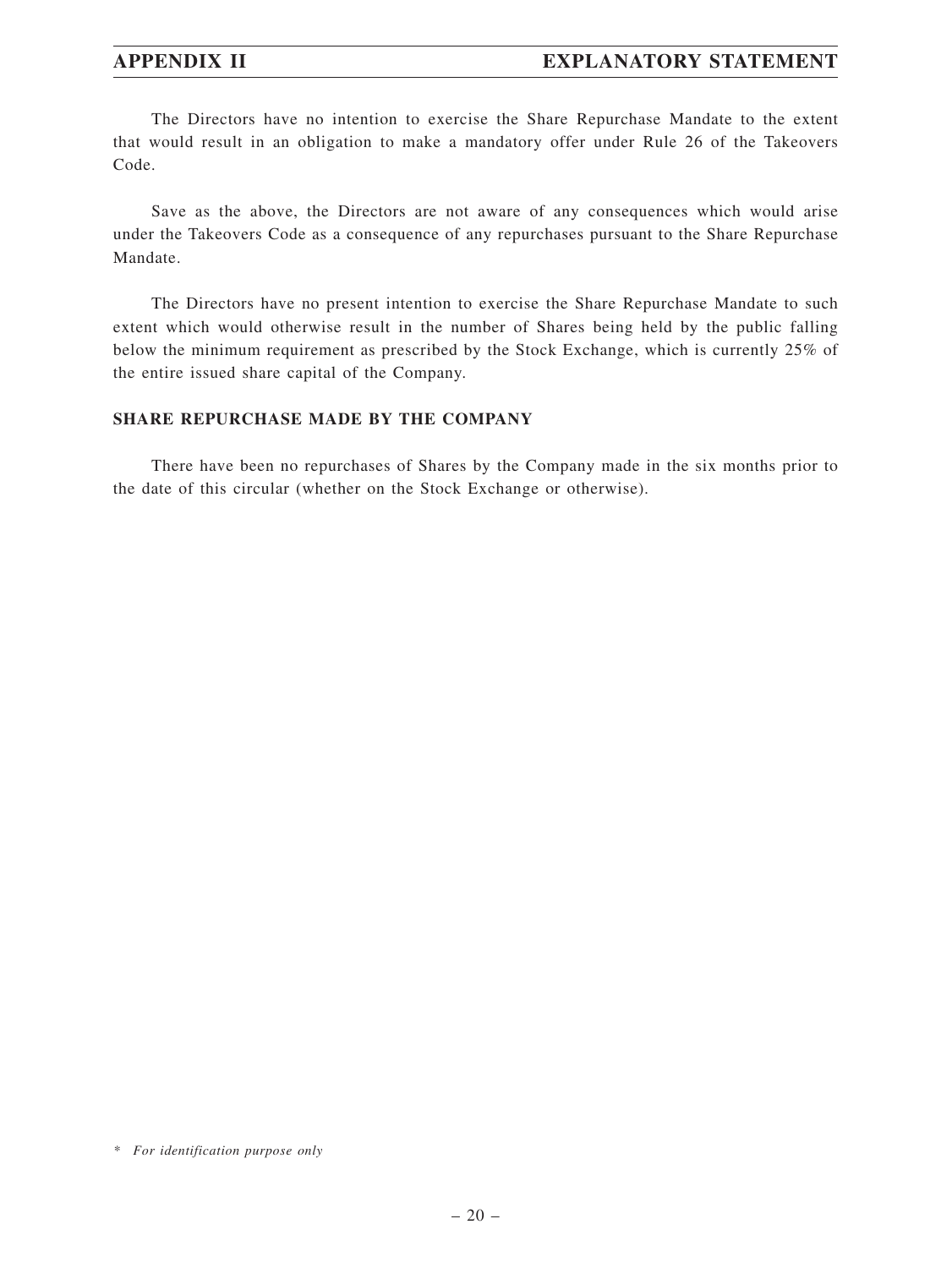The Directors have no intention to exercise the Share Repurchase Mandate to the extent that would result in an obligation to make a mandatory offer under Rule 26 of the Takeovers Code.

Save as the above, the Directors are not aware of any consequences which would arise under the Takeovers Code as a consequence of any repurchases pursuant to the Share Repurchase Mandate.

The Directors have no present intention to exercise the Share Repurchase Mandate to such extent which would otherwise result in the number of Shares being held by the public falling below the minimum requirement as prescribed by the Stock Exchange, which is currently 25% of the entire issued share capital of the Company.

## SHARE REPURCHASE MADE BY THE COMPANY

There have been no repurchases of Shares by the Company made in the six months prior to the date of this circular (whether on the Stock Exchange or otherwise).

* *For identification purpose only*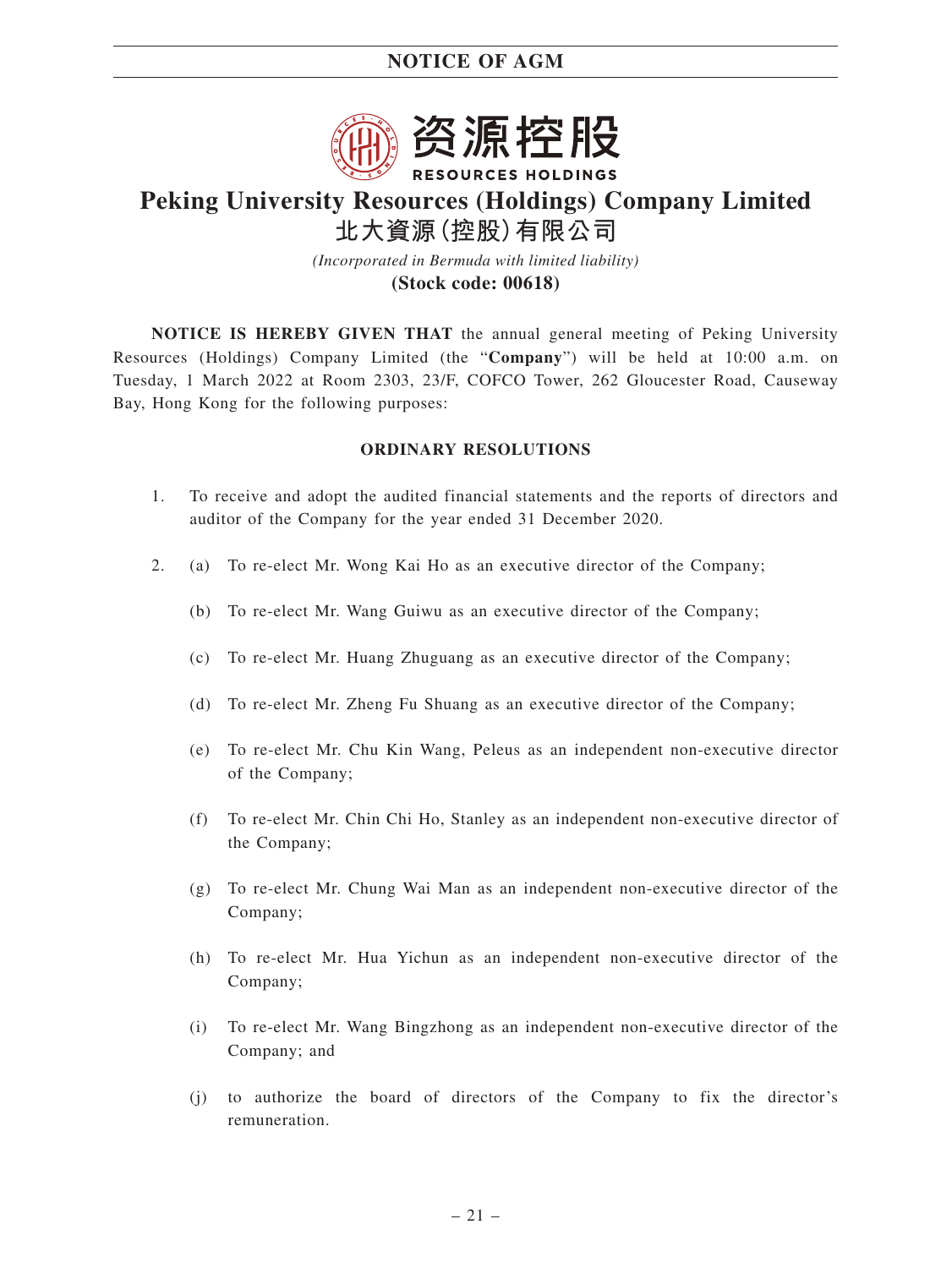# NOTICE OF AGM

资源控股
RESOURCES HOLDINGS

# Peking University Resources (Holdings) Company Limited
# 北大資源(控股)有限公司

*(Incorporated in Bermuda with limited liability)*

**(Stock code: 00618)**

**NOTICE IS HEREBY GIVEN THAT** the annual general meeting of Peking University Resources (Holdings) Company Limited (the "**Company**") will be held at 10:00 a.m. on Tuesday, 1 March 2022 at Room 2303, 23/F, COFCO Tower, 262 Gloucester Road, Causeway Bay, Hong Kong for the following purposes:

## ORDINARY RESOLUTIONS

1. To receive and adopt the audited financial statements and the reports of directors and auditor of the Company for the year ended 31 December 2020.

2. (a) To re-elect Mr. Wong Kai Ho as an executive director of the Company;

   (b) To re-elect Mr. Wang Guiwu as an executive director of the Company;

   (c) To re-elect Mr. Huang Zhuguang as an executive director of the Company;

   (d) To re-elect Mr. Zheng Fu Shuang as an executive director of the Company;

   (e) To re-elect Mr. Chu Kin Wang, Peleus as an independent non-executive director of the Company;

   (f) To re-elect Mr. Chin Chi Ho, Stanley as an independent non-executive director of the Company;

   (g) To re-elect Mr. Chung Wai Man as an independent non-executive director of the Company;

   (h) To re-elect Mr. Hua Yichun as an independent non-executive director of the Company;

   (i) To re-elect Mr. Wang Bingzhong as an independent non-executive director of the Company; and

   (j) to authorize the board of directors of the Company to fix the director's remuneration.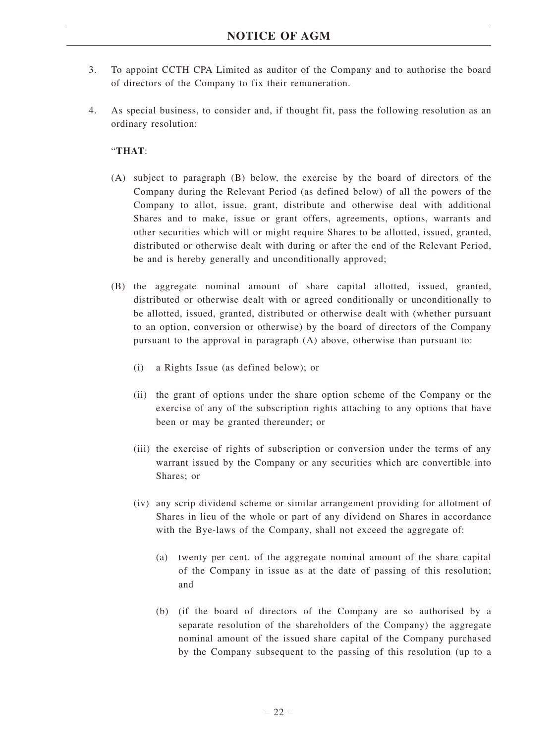3. To appoint CCTH CPA Limited as auditor of the Company and to authorise the board of directors of the Company to fix their remuneration.

4. As special business, to consider and, if thought fit, pass the following resolution as an ordinary resolution:

   "**THAT**:

   (A) subject to paragraph (B) below, the exercise by the board of directors of the Company during the Relevant Period (as defined below) of all the powers of the Company to allot, issue, grant, distribute and otherwise deal with additional Shares and to make, issue or grant offers, agreements, options, warrants and other securities which will or might require Shares to be allotted, issued, granted, distributed or otherwise dealt with during or after the end of the Relevant Period, be and is hereby generally and unconditionally approved;

   (B) the aggregate nominal amount of share capital allotted, issued, granted, distributed or otherwise dealt with or agreed conditionally or unconditionally to be allotted, issued, granted, distributed or otherwise dealt with (whether pursuant to an option, conversion or otherwise) by the board of directors of the Company pursuant to the approval in paragraph (A) above, otherwise than pursuant to:

      (i) a Rights Issue (as defined below); or

      (ii) the grant of options under the share option scheme of the Company or the exercise of any of the subscription rights attaching to any options that have been or may be granted thereunder; or

      (iii) the exercise of rights of subscription or conversion under the terms of any warrant issued by the Company or any securities which are convertible into Shares; or

      (iv) any scrip dividend scheme or similar arrangement providing for allotment of Shares in lieu of the whole or part of any dividend on Shares in accordance with the Bye-laws of the Company, shall not exceed the aggregate of:

         (a) twenty per cent. of the aggregate nominal amount of the share capital of the Company in issue as at the date of passing of this resolution; and

         (b) (if the board of directors of the Company are so authorised by a separate resolution of the shareholders of the Company) the aggregate nominal amount of the issued share capital of the Company purchased by the Company subsequent to the passing of this resolution (up to a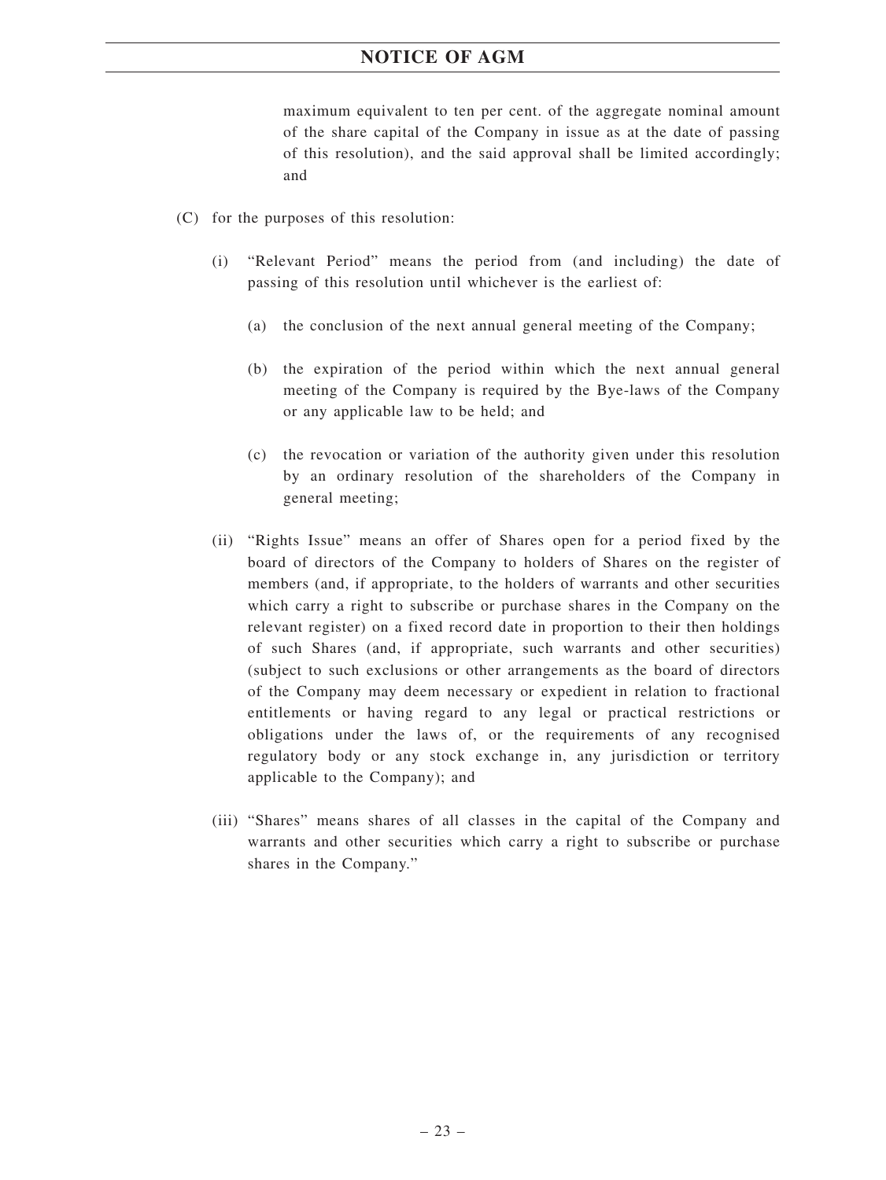maximum equivalent to ten per cent. of the aggregate nominal amount of the share capital of the Company in issue as at the date of passing of this resolution), and the said approval shall be limited accordingly; and

(C) for the purposes of this resolution:

(i) "Relevant Period" means the period from (and including) the date of passing of this resolution until whichever is the earliest of:

(a) the conclusion of the next annual general meeting of the Company;

(b) the expiration of the period within which the next annual general meeting of the Company is required by the Bye-laws of the Company or any applicable law to be held; and

(c) the revocation or variation of the authority given under this resolution by an ordinary resolution of the shareholders of the Company in general meeting;

(ii) "Rights Issue" means an offer of Shares open for a period fixed by the board of directors of the Company to holders of Shares on the register of members (and, if appropriate, to the holders of warrants and other securities which carry a right to subscribe or purchase shares in the Company on the relevant register) on a fixed record date in proportion to their then holdings of such Shares (and, if appropriate, such warrants and other securities) (subject to such exclusions or other arrangements as the board of directors of the Company may deem necessary or expedient in relation to fractional entitlements or having regard to any legal or practical restrictions or obligations under the laws of, or the requirements of any recognised regulatory body or any stock exchange in, any jurisdiction or territory applicable to the Company); and

(iii) "Shares" means shares of all classes in the capital of the Company and warrants and other securities which carry a right to subscribe or purchase shares in the Company."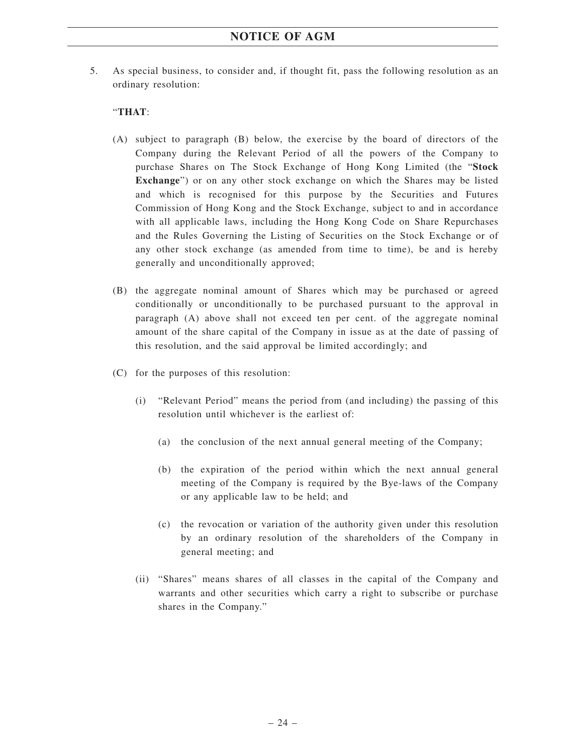5. As special business, to consider and, if thought fit, pass the following resolution as an ordinary resolution:

"**THAT**:

(A) subject to paragraph (B) below, the exercise by the board of directors of the Company during the Relevant Period of all the powers of the Company to purchase Shares on The Stock Exchange of Hong Kong Limited (the "**Stock Exchange**") or on any other stock exchange on which the Shares may be listed and which is recognised for this purpose by the Securities and Futures Commission of Hong Kong and the Stock Exchange, subject to and in accordance with all applicable laws, including the Hong Kong Code on Share Repurchases and the Rules Governing the Listing of Securities on the Stock Exchange or of any other stock exchange (as amended from time to time), be and is hereby generally and unconditionally approved;

(B) the aggregate nominal amount of Shares which may be purchased or agreed conditionally or unconditionally to be purchased pursuant to the approval in paragraph (A) above shall not exceed ten per cent. of the aggregate nominal amount of the share capital of the Company in issue as at the date of passing of this resolution, and the said approval be limited accordingly; and

(C) for the purposes of this resolution:

   (i) "Relevant Period" means the period from (and including) the passing of this resolution until whichever is the earliest of:

      (a) the conclusion of the next annual general meeting of the Company;

      (b) the expiration of the period within which the next annual general meeting of the Company is required by the Bye-laws of the Company or any applicable law to be held; and

      (c) the revocation or variation of the authority given under this resolution by an ordinary resolution of the shareholders of the Company in general meeting; and

   (ii) "Shares" means shares of all classes in the capital of the Company and warrants and other securities which carry a right to subscribe or purchase shares in the Company."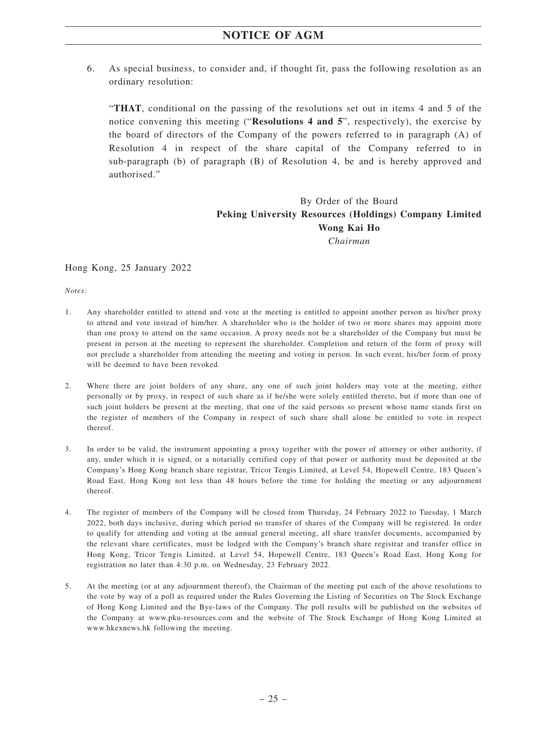6. As special business, to consider and, if thought fit, pass the following resolution as an ordinary resolution:

   "**THAT**, conditional on the passing of the resolutions set out in items 4 and 5 of the notice convening this meeting ("**Resolutions 4 and 5**", respectively), the exercise by the board of directors of the Company of the powers referred to in paragraph (A) of Resolution 4 in respect of the share capital of the Company referred to in sub-paragraph (b) of paragraph (B) of Resolution 4, be and is hereby approved and authorised."

By Order of the Board
**Peking University Resources (Holdings) Company Limited**
**Wong Kai Ho**
*Chairman*

Hong Kong, 25 January 2022

*Notes:*

1. Any shareholder entitled to attend and vote at the meeting is entitled to appoint another person as his/her proxy to attend and vote instead of him/her. A shareholder who is the holder of two or more shares may appoint more than one proxy to attend on the same occasion. A proxy needs not be a shareholder of the Company but must be present in person at the meeting to represent the shareholder. Completion and return of the form of proxy will not preclude a shareholder from attending the meeting and voting in person. In such event, his/her form of proxy will be deemed to have been revoked.

2. Where there are joint holders of any share, any one of such joint holders may vote at the meeting, either personally or by proxy, in respect of such share as if he/she were solely entitled thereto, but if more than one of such joint holders be present at the meeting, that one of the said persons so present whose name stands first on the register of members of the Company in respect of such share shall alone be entitled to vote in respect thereof.

3. In order to be valid, the instrument appointing a proxy together with the power of attorney or other authority, if any, under which it is signed, or a notarially certified copy of that power or authority must be deposited at the Company's Hong Kong branch share registrar, Tricor Tengis Limited, at Level 54, Hopewell Centre, 183 Queen's Road East, Hong Kong not less than 48 hours before the time for holding the meeting or any adjournment thereof.

4. The register of members of the Company will be closed from Thursday, 24 February 2022 to Tuesday, 1 March 2022, both days inclusive, during which period no transfer of shares of the Company will be registered. In order to qualify for attending and voting at the annual general meeting, all share transfer documents, accompanied by the relevant share certificates, must be lodged with the Company's branch share registrar and transfer office in Hong Kong, Tricor Tengis Limited, at Level 54, Hopewell Centre, 183 Queen's Road East, Hong Kong for registration no later than 4:30 p.m. on Wednesday, 23 February 2022.

5. At the meeting (or at any adjournment thereof), the Chairman of the meeting put each of the above resolutions to the vote by way of a poll as required under the Rules Governing the Listing of Securities on The Stock Exchange of Hong Kong Limited and the Bye-laws of the Company. The poll results will be published on the websites of the Company at www.pku-resources.com and the website of The Stock Exchange of Hong Kong Limited at www.hkexnews.hk following the meeting.